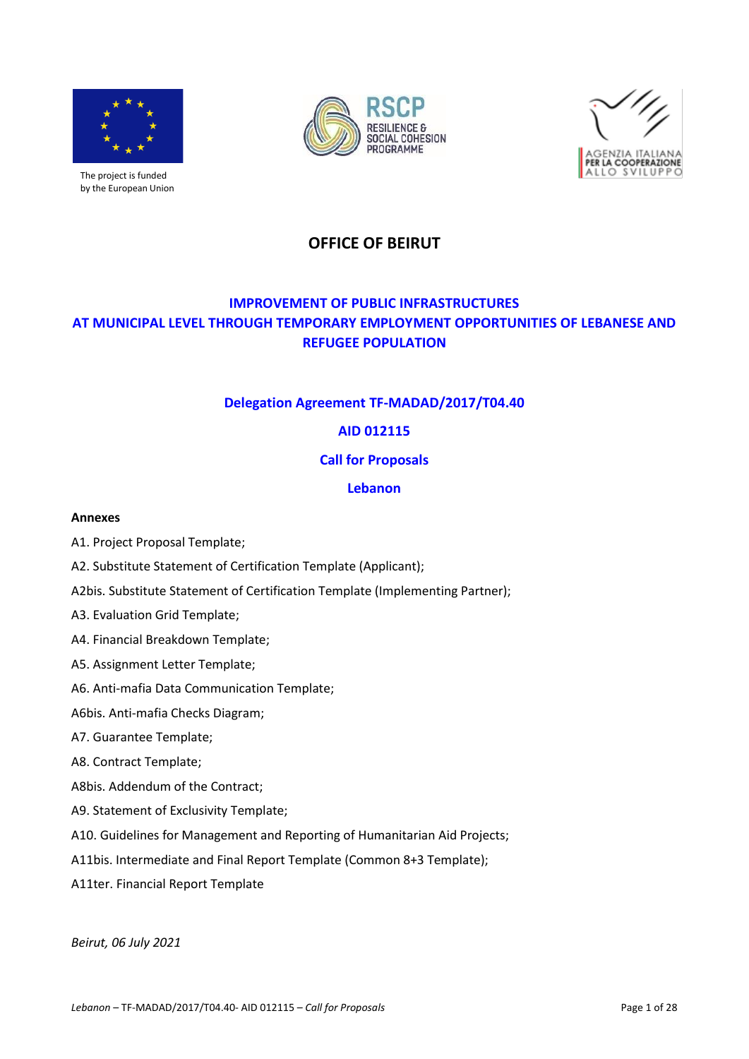The project is funded by the European Union

RSCP RESILIENCE & SOCIAL COHESION PROGRAMME

AGENZIA ITALIANA PER LA COOPERAZIONE ALLO SVILUPPO

# OFFICE OF BEIRUT

## IMPROVEMENT OF PUBLIC INFRASTRUCTURES AT MUNICIPAL LEVEL THROUGH TEMPORARY EMPLOYMENT OPPORTUNITIES OF LEBANESE AND REFUGEE POPULATION

### Delegation Agreement TF-MADAD/2017/T04.40

### AID 012115

### Call for Proposals

### Lebanon

**Annexes**

A1. Project Proposal Template;

A2. Substitute Statement of Certification Template (Applicant);

A2bis. Substitute Statement of Certification Template (Implementing Partner);

A3. Evaluation Grid Template;

A4. Financial Breakdown Template;

A5. Assignment Letter Template;

A6. Anti-mafia Data Communication Template;

A6bis. Anti-mafia Checks Diagram;

A7. Guarantee Template;

A8. Contract Template;

A8bis. Addendum of the Contract;

A9. Statement of Exclusivity Template;

A10. Guidelines for Management and Reporting of Humanitarian Aid Projects;

A11bis. Intermediate and Final Report Template (Common 8+3 Template);

A11ter. Financial Report Template

*Beirut, 06 July 2021*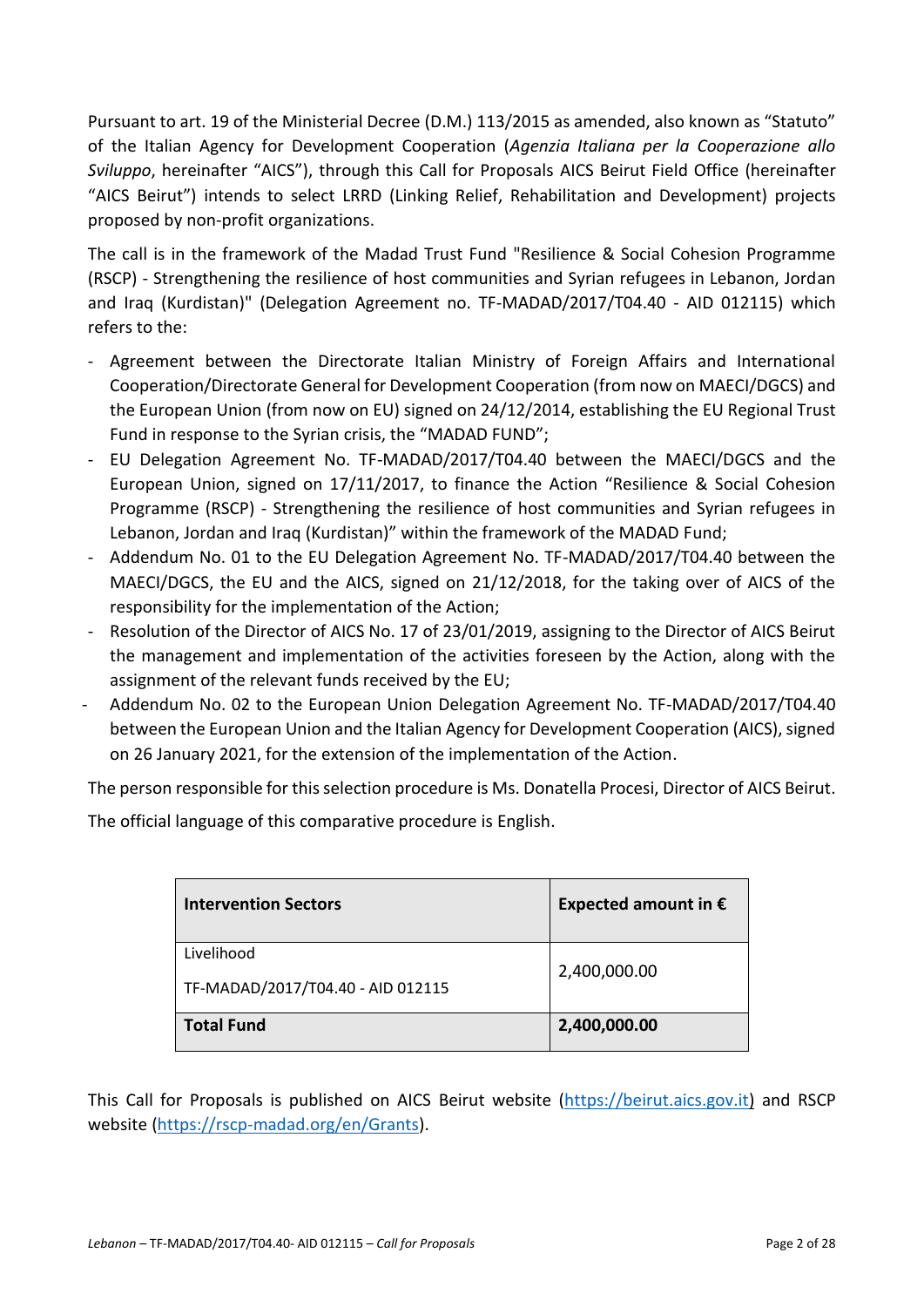Pursuant to art. 19 of the Ministerial Decree (D.M.) 113/2015 as amended, also known as "Statuto" of the Italian Agency for Development Cooperation (*Agenzia Italiana per la Cooperazione allo Sviluppo*, hereinafter "AICS"), through this Call for Proposals AICS Beirut Field Office (hereinafter "AICS Beirut") intends to select LRRD (Linking Relief, Rehabilitation and Development) projects proposed by non-profit organizations.

The call is in the framework of the Madad Trust Fund "Resilience & Social Cohesion Programme (RSCP) - Strengthening the resilience of host communities and Syrian refugees in Lebanon, Jordan and Iraq (Kurdistan)" (Delegation Agreement no. TF-MADAD/2017/T04.40 - AID 012115) which refers to the:

- Agreement between the Directorate Italian Ministry of Foreign Affairs and International Cooperation/Directorate General for Development Cooperation (from now on MAECI/DGCS) and the European Union (from now on EU) signed on 24/12/2014, establishing the EU Regional Trust Fund in response to the Syrian crisis, the "MADAD FUND";
- EU Delegation Agreement No. TF-MADAD/2017/T04.40 between the MAECI/DGCS and the European Union, signed on 17/11/2017, to finance the Action "Resilience & Social Cohesion Programme (RSCP) - Strengthening the resilience of host communities and Syrian refugees in Lebanon, Jordan and Iraq (Kurdistan)" within the framework of the MADAD Fund;
- Addendum No. 01 to the EU Delegation Agreement No. TF-MADAD/2017/T04.40 between the MAECI/DGCS, the EU and the AICS, signed on 21/12/2018, for the taking over of AICS of the responsibility for the implementation of the Action;
- Resolution of the Director of AICS No. 17 of 23/01/2019, assigning to the Director of AICS Beirut the management and implementation of the activities foreseen by the Action, along with the assignment of the relevant funds received by the EU;
- Addendum No. 02 to the European Union Delegation Agreement No. TF-MADAD/2017/T04.40 between the European Union and the Italian Agency for Development Cooperation (AICS), signed on 26 January 2021, for the extension of the implementation of the Action.

The person responsible for this selection procedure is Ms. Donatella Procesi, Director of AICS Beirut.

The official language of this comparative procedure is English.

| **Intervention Sectors** | **Expected amount in €** |
|---|---|
| Livelihood<br>TF-MADAD/2017/T04.40 - AID 012115 | 2,400,000.00 |
| **Total Fund** | **2,400,000.00** |

This Call for Proposals is published on AICS Beirut website (https://beirut.aics.gov.it) and RSCP website (https://rscp-madad.org/en/Grants).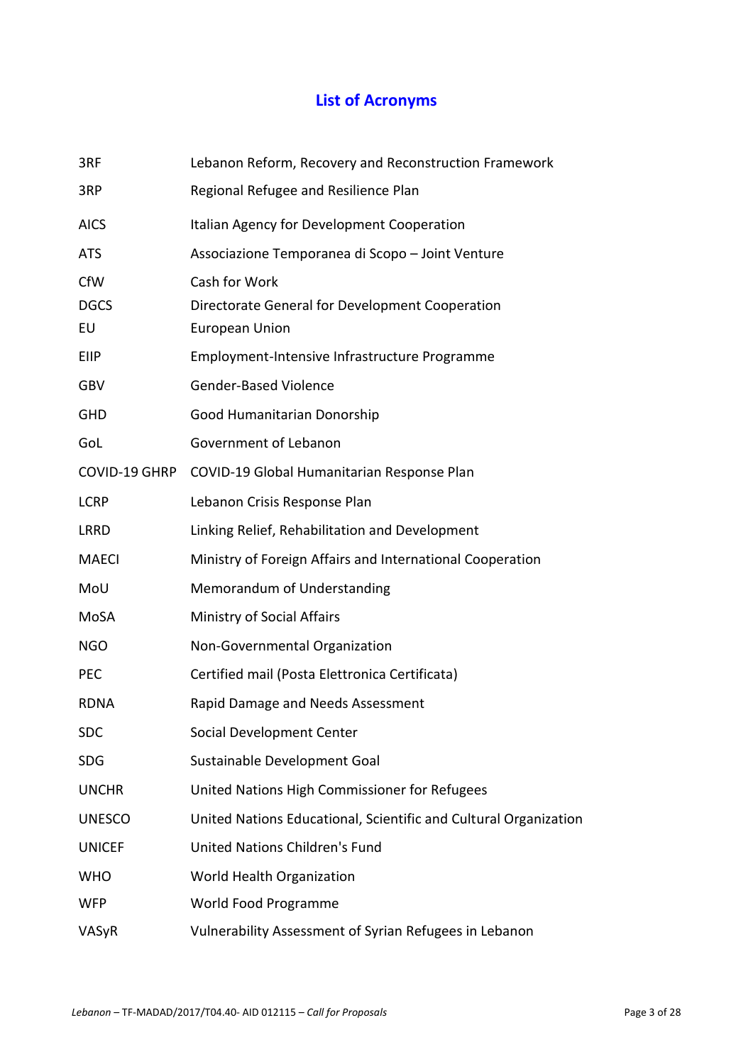## List of Acronyms

| | |
|---|---|
| 3RF | Lebanon Reform, Recovery and Reconstruction Framework |
| 3RP | Regional Refugee and Resilience Plan |
| AICS | Italian Agency for Development Cooperation |
| ATS | Associazione Temporanea di Scopo – Joint Venture |
| CfW | Cash for Work |
| DGCS | Directorate General for Development Cooperation |
| EU | European Union |
| EIIP | Employment-Intensive Infrastructure Programme |
| GBV | Gender-Based Violence |
| GHD | Good Humanitarian Donorship |
| GoL | Government of Lebanon |
| COVID-19 GHRP | COVID-19 Global Humanitarian Response Plan |
| LCRP | Lebanon Crisis Response Plan |
| LRRD | Linking Relief, Rehabilitation and Development |
| MAECI | Ministry of Foreign Affairs and International Cooperation |
| MoU | Memorandum of Understanding |
| MoSA | Ministry of Social Affairs |
| NGO | Non-Governmental Organization |
| PEC | Certified mail (Posta Elettronica Certificata) |
| RDNA | Rapid Damage and Needs Assessment |
| SDC | Social Development Center |
| SDG | Sustainable Development Goal |
| UNCHR | United Nations High Commissioner for Refugees |
| UNESCO | United Nations Educational, Scientific and Cultural Organization |
| UNICEF | United Nations Children's Fund |
| WHO | World Health Organization |
| WFP | World Food Programme |
| VASyR | Vulnerability Assessment of Syrian Refugees in Lebanon |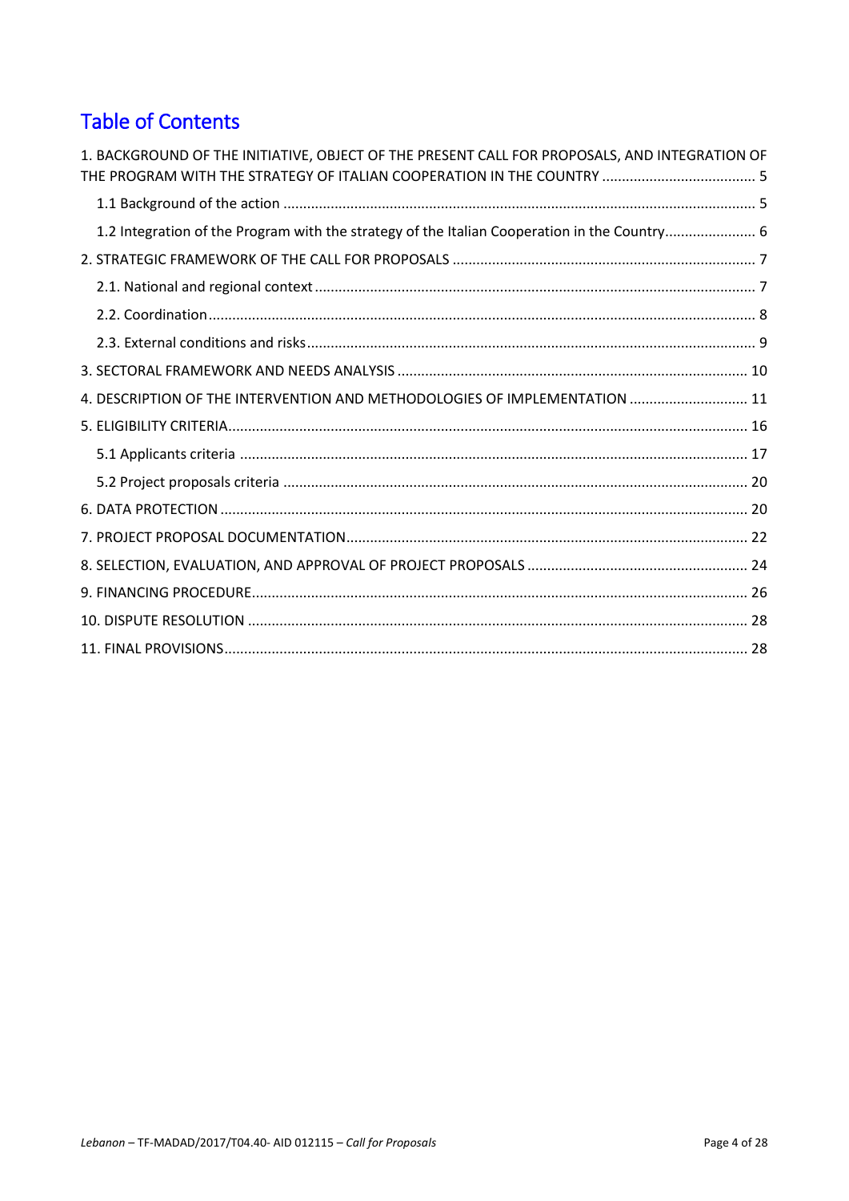# Table of Contents

1. BACKGROUND OF THE INITIATIVE, OBJECT OF THE PRESENT CALL FOR PROPOSALS, AND INTEGRATION OF THE PROGRAM WITH THE STRATEGY OF ITALIAN COOPERATION IN THE COUNTRY ....................................... 5
    - 1.1 Background of the action ....................................................................................................................... 5
    - 1.2 Integration of the Program with the strategy of the Italian Cooperation in the Country....................... 6
2. STRATEGIC FRAMEWORK OF THE CALL FOR PROPOSALS ............................................................................ 7
    - 2.1. National and regional context ............................................................................................................... 7
    - 2.2. Coordination .......................................................................................................................................... 8
    - 2.3. External conditions and risks ................................................................................................................. 9
3. SECTORAL FRAMEWORK AND NEEDS ANALYSIS ........................................................................................ 10
4. DESCRIPTION OF THE INTERVENTION AND METHODOLOGIES OF IMPLEMENTATION .............................. 11
5. ELIGIBILITY CRITERIA.................................................................................................................................. 16
    - 5.1 Applicants criteria ............................................................................................................................... 17
    - 5.2 Project proposals criteria .................................................................................................................... 20
6. DATA PROTECTION .................................................................................................................................... 20
7. PROJECT PROPOSAL DOCUMENTATION..................................................................................................... 22
8. SELECTION, EVALUATION, AND APPROVAL OF PROJECT PROPOSALS ........................................................ 24
9. FINANCING PROCEDURE............................................................................................................................ 26
10. DISPUTE RESOLUTION ............................................................................................................................. 28
11. FINAL PROVISIONS................................................................................................................................... 28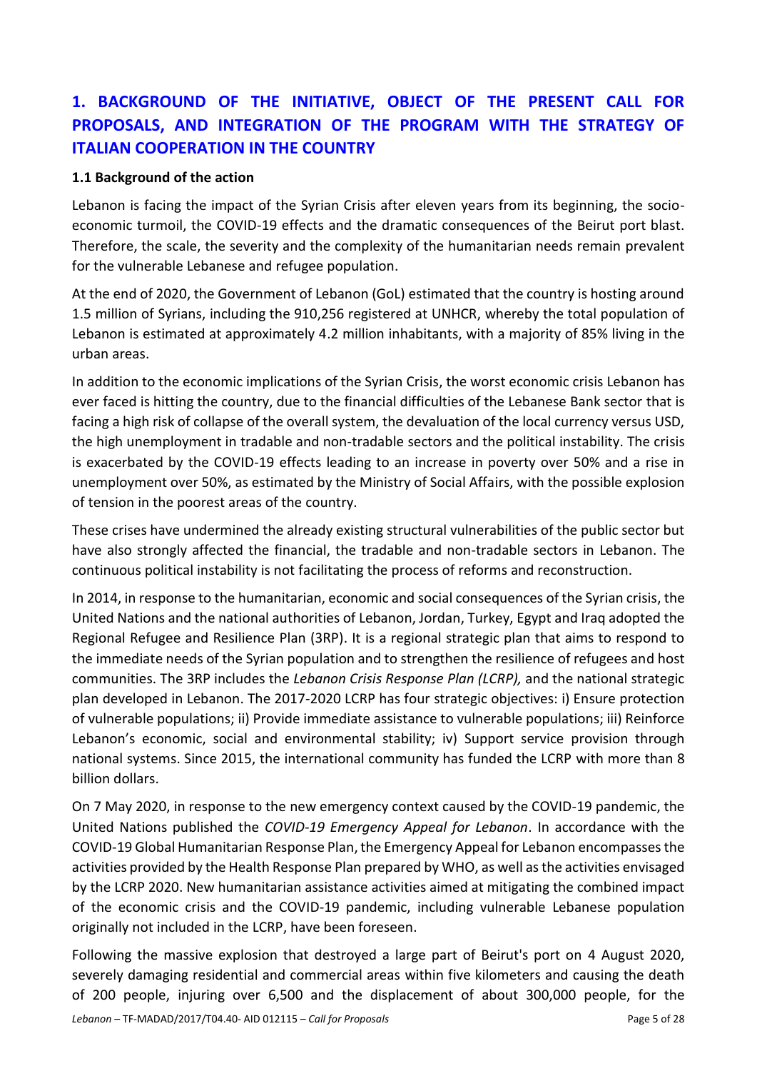# 1. BACKGROUND OF THE INITIATIVE, OBJECT OF THE PRESENT CALL FOR PROPOSALS, AND INTEGRATION OF THE PROGRAM WITH THE STRATEGY OF ITALIAN COOPERATION IN THE COUNTRY

## 1.1 Background of the action

Lebanon is facing the impact of the Syrian Crisis after eleven years from its beginning, the socio-economic turmoil, the COVID-19 effects and the dramatic consequences of the Beirut port blast. Therefore, the scale, the severity and the complexity of the humanitarian needs remain prevalent for the vulnerable Lebanese and refugee population.

At the end of 2020, the Government of Lebanon (GoL) estimated that the country is hosting around 1.5 million of Syrians, including the 910,256 registered at UNHCR, whereby the total population of Lebanon is estimated at approximately 4.2 million inhabitants, with a majority of 85% living in the urban areas.

In addition to the economic implications of the Syrian Crisis, the worst economic crisis Lebanon has ever faced is hitting the country, due to the financial difficulties of the Lebanese Bank sector that is facing a high risk of collapse of the overall system, the devaluation of the local currency versus USD, the high unemployment in tradable and non-tradable sectors and the political instability. The crisis is exacerbated by the COVID-19 effects leading to an increase in poverty over 50% and a rise in unemployment over 50%, as estimated by the Ministry of Social Affairs, with the possible explosion of tension in the poorest areas of the country.

These crises have undermined the already existing structural vulnerabilities of the public sector but have also strongly affected the financial, the tradable and non-tradable sectors in Lebanon. The continuous political instability is not facilitating the process of reforms and reconstruction.

In 2014, in response to the humanitarian, economic and social consequences of the Syrian crisis, the United Nations and the national authorities of Lebanon, Jordan, Turkey, Egypt and Iraq adopted the Regional Refugee and Resilience Plan (3RP). It is a regional strategic plan that aims to respond to the immediate needs of the Syrian population and to strengthen the resilience of refugees and host communities. The 3RP includes the *Lebanon Crisis Response Plan (LCRP),* and the national strategic plan developed in Lebanon. The 2017-2020 LCRP has four strategic objectives: i) Ensure protection of vulnerable populations; ii) Provide immediate assistance to vulnerable populations; iii) Reinforce Lebanon's economic, social and environmental stability; iv) Support service provision through national systems. Since 2015, the international community has funded the LCRP with more than 8 billion dollars.

On 7 May 2020, in response to the new emergency context caused by the COVID-19 pandemic, the United Nations published the *COVID-19 Emergency Appeal for Lebanon*. In accordance with the COVID-19 Global Humanitarian Response Plan, the Emergency Appeal for Lebanon encompasses the activities provided by the Health Response Plan prepared by WHO, as well as the activities envisaged by the LCRP 2020. New humanitarian assistance activities aimed at mitigating the combined impact of the economic crisis and the COVID-19 pandemic, including vulnerable Lebanese population originally not included in the LCRP, have been foreseen.

Following the massive explosion that destroyed a large part of Beirut's port on 4 August 2020, severely damaging residential and commercial areas within five kilometers and causing the death of 200 people, injuring over 6,500 and the displacement of about 300,000 people, for the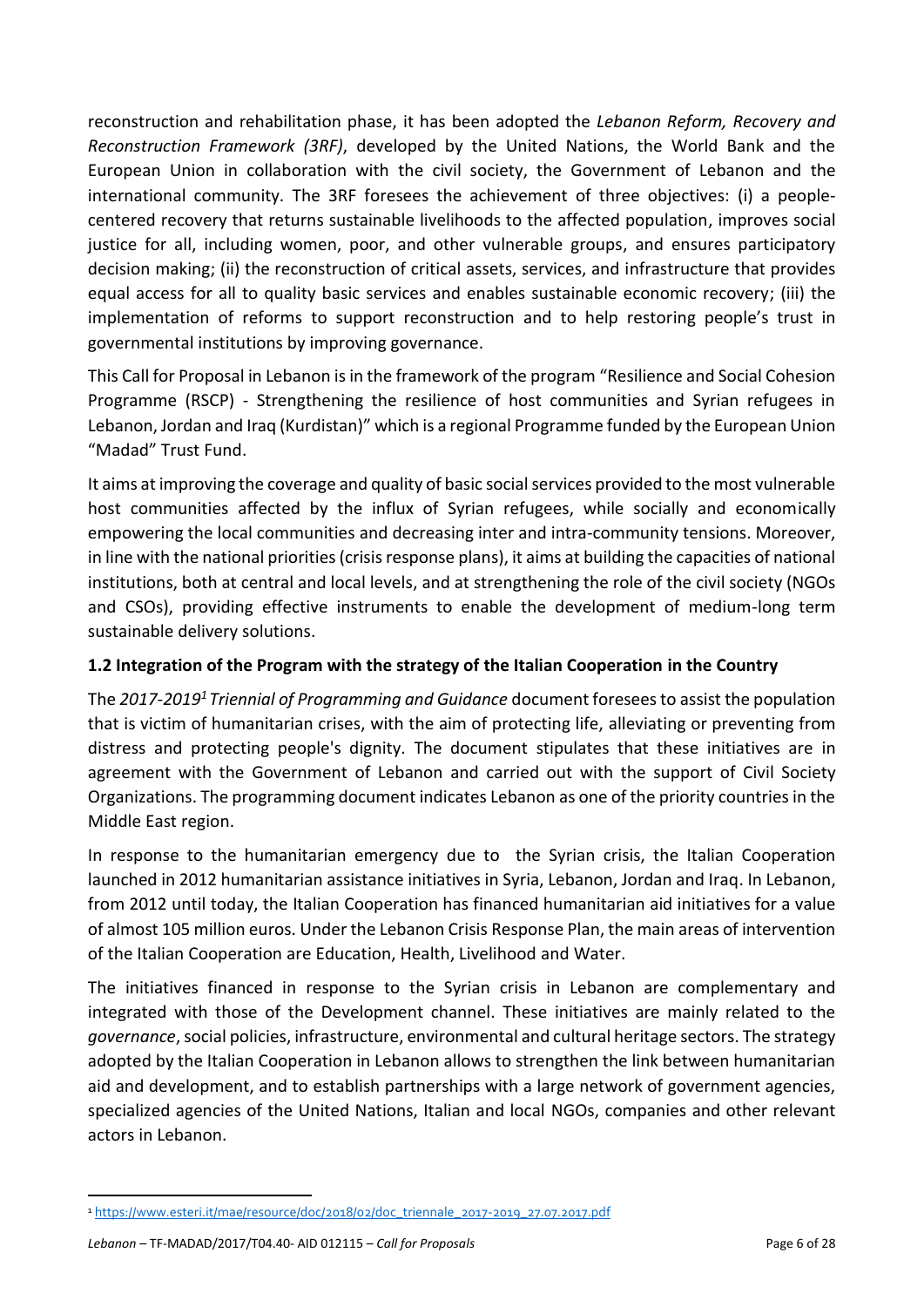reconstruction and rehabilitation phase, it has been adopted the *Lebanon Reform, Recovery and Reconstruction Framework (3RF)*, developed by the United Nations, the World Bank and the European Union in collaboration with the civil society, the Government of Lebanon and the international community. The 3RF foresees the achievement of three objectives: (i) a people-centered recovery that returns sustainable livelihoods to the affected population, improves social justice for all, including women, poor, and other vulnerable groups, and ensures participatory decision making; (ii) the reconstruction of critical assets, services, and infrastructure that provides equal access for all to quality basic services and enables sustainable economic recovery; (iii) the implementation of reforms to support reconstruction and to help restoring people's trust in governmental institutions by improving governance.

This Call for Proposal in Lebanon is in the framework of the program "Resilience and Social Cohesion Programme (RSCP) - Strengthening the resilience of host communities and Syrian refugees in Lebanon, Jordan and Iraq (Kurdistan)" which is a regional Programme funded by the European Union "Madad" Trust Fund.

It aims at improving the coverage and quality of basic social services provided to the most vulnerable host communities affected by the influx of Syrian refugees, while socially and economically empowering the local communities and decreasing inter and intra-community tensions. Moreover, in line with the national priorities (crisis response plans), it aims at building the capacities of national institutions, both at central and local levels, and at strengthening the role of the civil society (NGOs and CSOs), providing effective instruments to enable the development of medium-long term sustainable delivery solutions.

### 1.2 Integration of the Program with the strategy of the Italian Cooperation in the Country

The *2017-2019*[1] *Triennial of Programming and Guidance* document foresees to assist the population that is victim of humanitarian crises, with the aim of protecting life, alleviating or preventing from distress and protecting people's dignity. The document stipulates that these initiatives are in agreement with the Government of Lebanon and carried out with the support of Civil Society Organizations. The programming document indicates Lebanon as one of the priority countries in the Middle East region.

In response to the humanitarian emergency due to the Syrian crisis, the Italian Cooperation launched in 2012 humanitarian assistance initiatives in Syria, Lebanon, Jordan and Iraq. In Lebanon, from 2012 until today, the Italian Cooperation has financed humanitarian aid initiatives for a value of almost 105 million euros. Under the Lebanon Crisis Response Plan, the main areas of intervention of the Italian Cooperation are Education, Health, Livelihood and Water.

The initiatives financed in response to the Syrian crisis in Lebanon are complementary and integrated with those of the Development channel. These initiatives are mainly related to the *governance*, social policies, infrastructure, environmental and cultural heritage sectors. The strategy adopted by the Italian Cooperation in Lebanon allows to strengthen the link between humanitarian aid and development, and to establish partnerships with a large network of government agencies, specialized agencies of the United Nations, Italian and local NGOs, companies and other relevant actors in Lebanon.

[1] https://www.esteri.it/mae/resource/doc/2018/02/doc_triennale_2017-2019_27.07.2017.pdf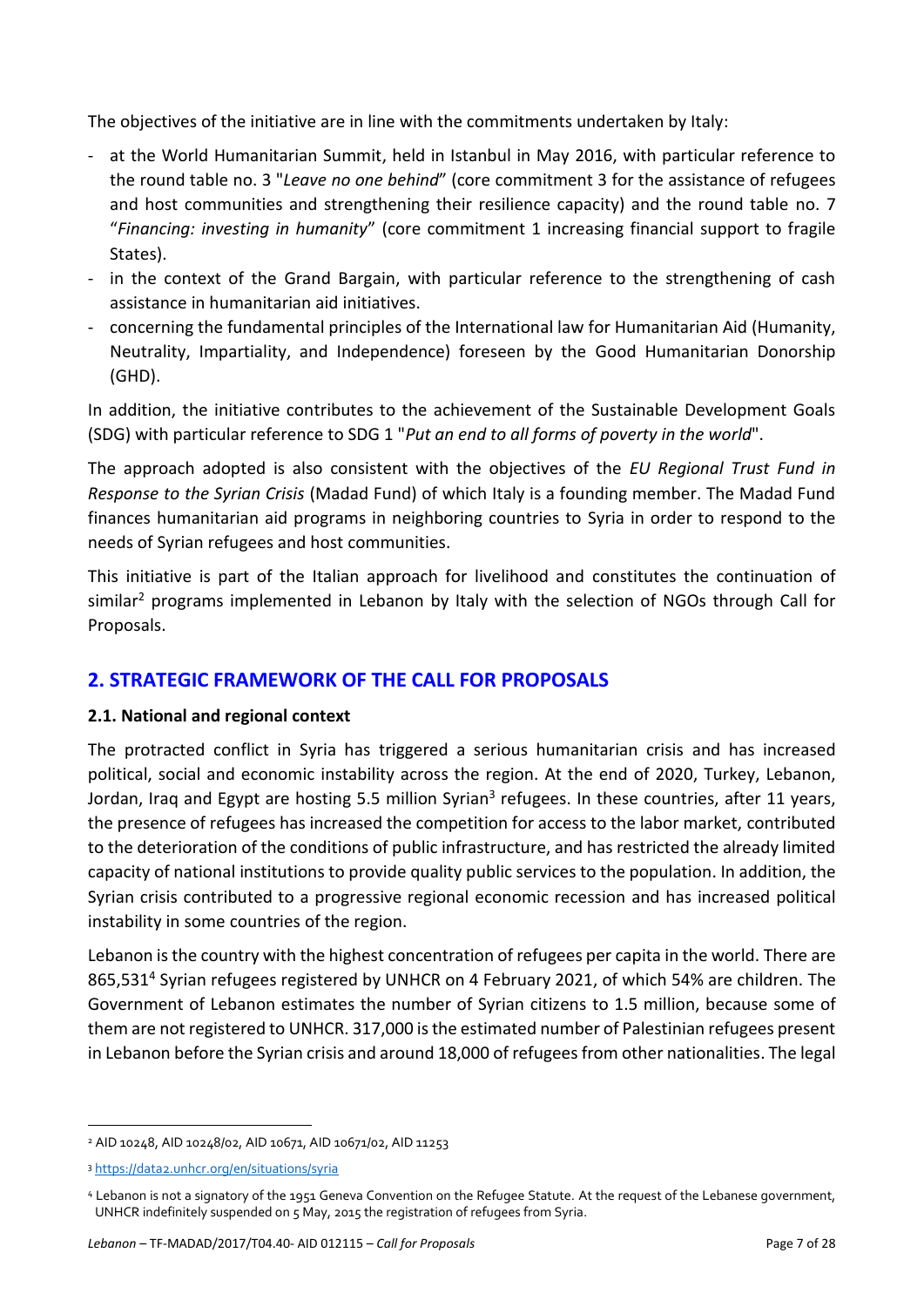The objectives of the initiative are in line with the commitments undertaken by Italy:

- at the World Humanitarian Summit, held in Istanbul in May 2016, with particular reference to the round table no. 3 "*Leave no one behind*" (core commitment 3 for the assistance of refugees and host communities and strengthening their resilience capacity) and the round table no. 7 "*Financing: investing in humanity*" (core commitment 1 increasing financial support to fragile States).
- in the context of the Grand Bargain, with particular reference to the strengthening of cash assistance in humanitarian aid initiatives.
- concerning the fundamental principles of the International law for Humanitarian Aid (Humanity, Neutrality, Impartiality, and Independence) foreseen by the Good Humanitarian Donorship (GHD).

In addition, the initiative contributes to the achievement of the Sustainable Development Goals (SDG) with particular reference to SDG 1 "*Put an end to all forms of poverty in the world*".

The approach adopted is also consistent with the objectives of the *EU Regional Trust Fund in Response to the Syrian Crisis* (Madad Fund) of which Italy is a founding member. The Madad Fund finances humanitarian aid programs in neighboring countries to Syria in order to respond to the needs of Syrian refugees and host communities.

This initiative is part of the Italian approach for livelihood and constitutes the continuation of similar[2] programs implemented in Lebanon by Italy with the selection of NGOs through Call for Proposals.

## 2. STRATEGIC FRAMEWORK OF THE CALL FOR PROPOSALS

### 2.1. National and regional context

The protracted conflict in Syria has triggered a serious humanitarian crisis and has increased political, social and economic instability across the region. At the end of 2020, Turkey, Lebanon, Jordan, Iraq and Egypt are hosting 5.5 million Syrian[3] refugees. In these countries, after 11 years, the presence of refugees has increased the competition for access to the labor market, contributed to the deterioration of the conditions of public infrastructure, and has restricted the already limited capacity of national institutions to provide quality public services to the population. In addition, the Syrian crisis contributed to a progressive regional economic recession and has increased political instability in some countries of the region.

Lebanon is the country with the highest concentration of refugees per capita in the world. There are 865,531[4] Syrian refugees registered by UNHCR on 4 February 2021, of which 54% are children. The Government of Lebanon estimates the number of Syrian citizens to 1.5 million, because some of them are not registered to UNHCR. 317,000 is the estimated number of Palestinian refugees present in Lebanon before the Syrian crisis and around 18,000 of refugees from other nationalities. The legal

---

[2] AID 10248, AID 10248/02, AID 10671, AID 10671/02, AID 11253

[3] https://data2.unhcr.org/en/situations/syria

[4] Lebanon is not a signatory of the 1951 Geneva Convention on the Refugee Statute. At the request of the Lebanese government, UNHCR indefinitely suspended on 5 May, 2015 the registration of refugees from Syria.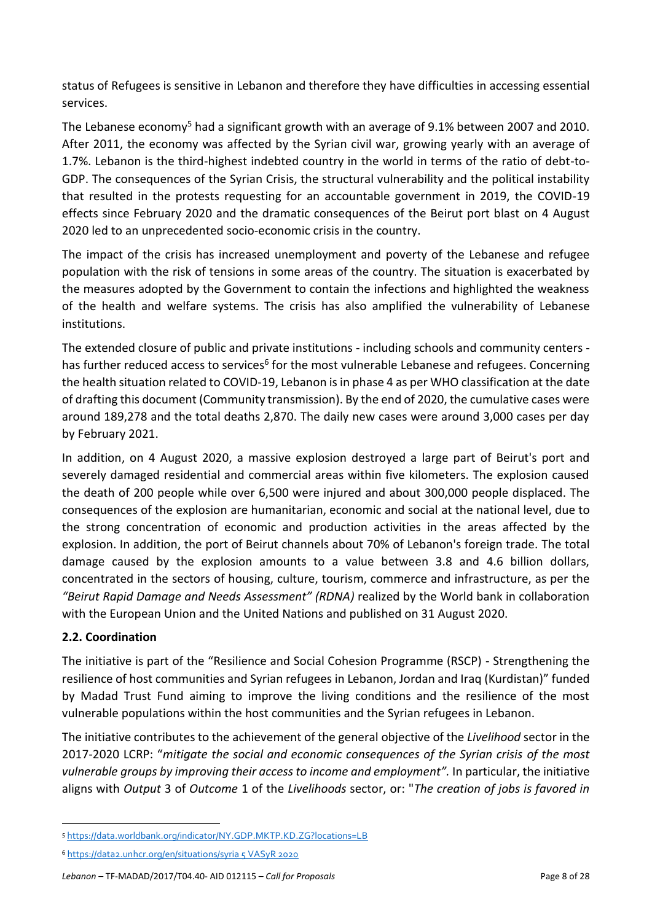status of Refugees is sensitive in Lebanon and therefore they have difficulties in accessing essential services.

The Lebanese economy[5] had a significant growth with an average of 9.1% between 2007 and 2010. After 2011, the economy was affected by the Syrian civil war, growing yearly with an average of 1.7%. Lebanon is the third-highest indebted country in the world in terms of the ratio of debt-to-GDP. The consequences of the Syrian Crisis, the structural vulnerability and the political instability that resulted in the protests requesting for an accountable government in 2019, the COVID-19 effects since February 2020 and the dramatic consequences of the Beirut port blast on 4 August 2020 led to an unprecedented socio-economic crisis in the country.

The impact of the crisis has increased unemployment and poverty of the Lebanese and refugee population with the risk of tensions in some areas of the country. The situation is exacerbated by the measures adopted by the Government to contain the infections and highlighted the weakness of the health and welfare systems. The crisis has also amplified the vulnerability of Lebanese institutions.

The extended closure of public and private institutions - including schools and community centers - has further reduced access to services[6] for the most vulnerable Lebanese and refugees. Concerning the health situation related to COVID-19, Lebanon is in phase 4 as per WHO classification at the date of drafting this document (Community transmission). By the end of 2020, the cumulative cases were around 189,278 and the total deaths 2,870. The daily new cases were around 3,000 cases per day by February 2021.

In addition, on 4 August 2020, a massive explosion destroyed a large part of Beirut's port and severely damaged residential and commercial areas within five kilometers. The explosion caused the death of 200 people while over 6,500 were injured and about 300,000 people displaced. The consequences of the explosion are humanitarian, economic and social at the national level, due to the strong concentration of economic and production activities in the areas affected by the explosion. In addition, the port of Beirut channels about 70% of Lebanon's foreign trade. The total damage caused by the explosion amounts to a value between 3.8 and 4.6 billion dollars, concentrated in the sectors of housing, culture, tourism, commerce and infrastructure, as per the *"Beirut Rapid Damage and Needs Assessment" (RDNA)* realized by the World bank in collaboration with the European Union and the United Nations and published on 31 August 2020.

### 2.2. Coordination

The initiative is part of the "Resilience and Social Cohesion Programme (RSCP) - Strengthening the resilience of host communities and Syrian refugees in Lebanon, Jordan and Iraq (Kurdistan)" funded by Madad Trust Fund aiming to improve the living conditions and the resilience of the most vulnerable populations within the host communities and the Syrian refugees in Lebanon.

The initiative contributes to the achievement of the general objective of the *Livelihood* sector in the 2017-2020 LCRP: "*mitigate the social and economic consequences of the Syrian crisis of the most vulnerable groups by improving their access to income and employment".* In particular, the initiative aligns with *Output* 3 of *Outcome* 1 of the *Livelihoods* sector, or: "*The creation of jobs is favored in*

---

[5] https://data.worldbank.org/indicator/NY.GDP.MKTP.KD.ZG?locations=LB

[6] https://data2.unhcr.org/en/situations/syria 5 VASyR 2020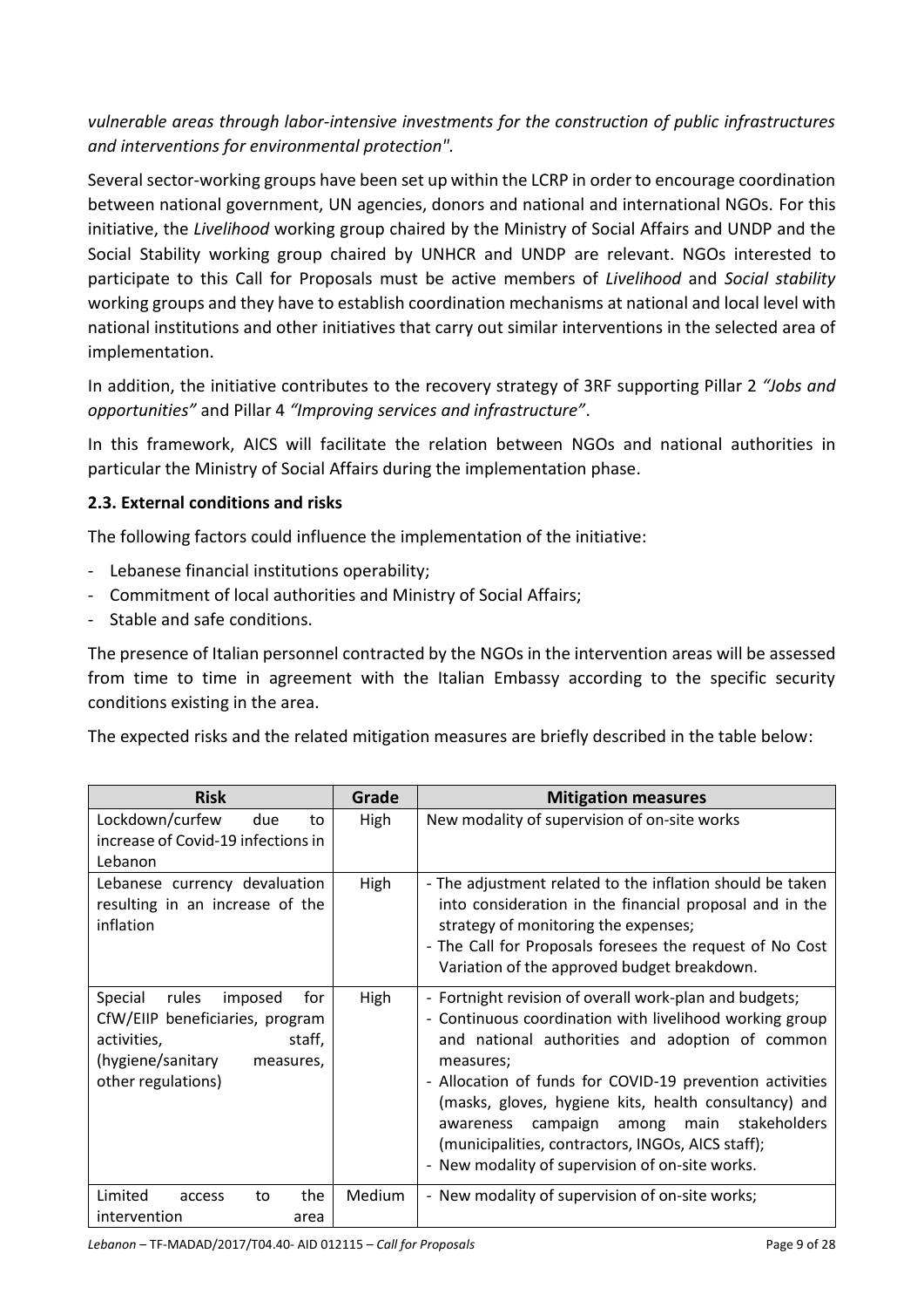*vulnerable areas through labor-intensive investments for the construction of public infrastructures and interventions for environmental protection".*

Several sector-working groups have been set up within the LCRP in order to encourage coordination between national government, UN agencies, donors and national and international NGOs. For this initiative, the *Livelihood* working group chaired by the Ministry of Social Affairs and UNDP and the Social Stability working group chaired by UNHCR and UNDP are relevant. NGOs interested to participate to this Call for Proposals must be active members of *Livelihood* and *Social stability* working groups and they have to establish coordination mechanisms at national and local level with national institutions and other initiatives that carry out similar interventions in the selected area of implementation.

In addition, the initiative contributes to the recovery strategy of 3RF supporting Pillar 2 *"Jobs and opportunities"* and Pillar 4 *"Improving services and infrastructure"*.

In this framework, AICS will facilitate the relation between NGOs and national authorities in particular the Ministry of Social Affairs during the implementation phase.

### 2.3. External conditions and risks

The following factors could influence the implementation of the initiative:

- Lebanese financial institutions operability;
- Commitment of local authorities and Ministry of Social Affairs;
- Stable and safe conditions.

The presence of Italian personnel contracted by the NGOs in the intervention areas will be assessed from time to time in agreement with the Italian Embassy according to the specific security conditions existing in the area.

The expected risks and the related mitigation measures are briefly described in the table below:

| Risk | Grade | Mitigation measures |
|---|---|---|
| Lockdown/curfew due to increase of Covid-19 infections in Lebanon | High | New modality of supervision of on-site works |
| Lebanese currency devaluation resulting in an increase of the inflation | High | - The adjustment related to the inflation should be taken into consideration in the financial proposal and in the strategy of monitoring the expenses;<br>- The Call for Proposals foresees the request of No Cost Variation of the approved budget breakdown. |
| Special rules imposed for CfW/EIIP beneficiaries, program activities, staff, (hygiene/sanitary measures, other regulations) | High | - Fortnight revision of overall work-plan and budgets;<br>- Continuous coordination with livelihood working group and national authorities and adoption of common measures;<br>- Allocation of funds for COVID-19 prevention activities (masks, gloves, hygiene kits, health consultancy) and awareness campaign among main stakeholders (municipalities, contractors, INGOs, AICS staff);<br>- New modality of supervision of on-site works. |
| Limited access to the intervention area | Medium | - New modality of supervision of on-site works; |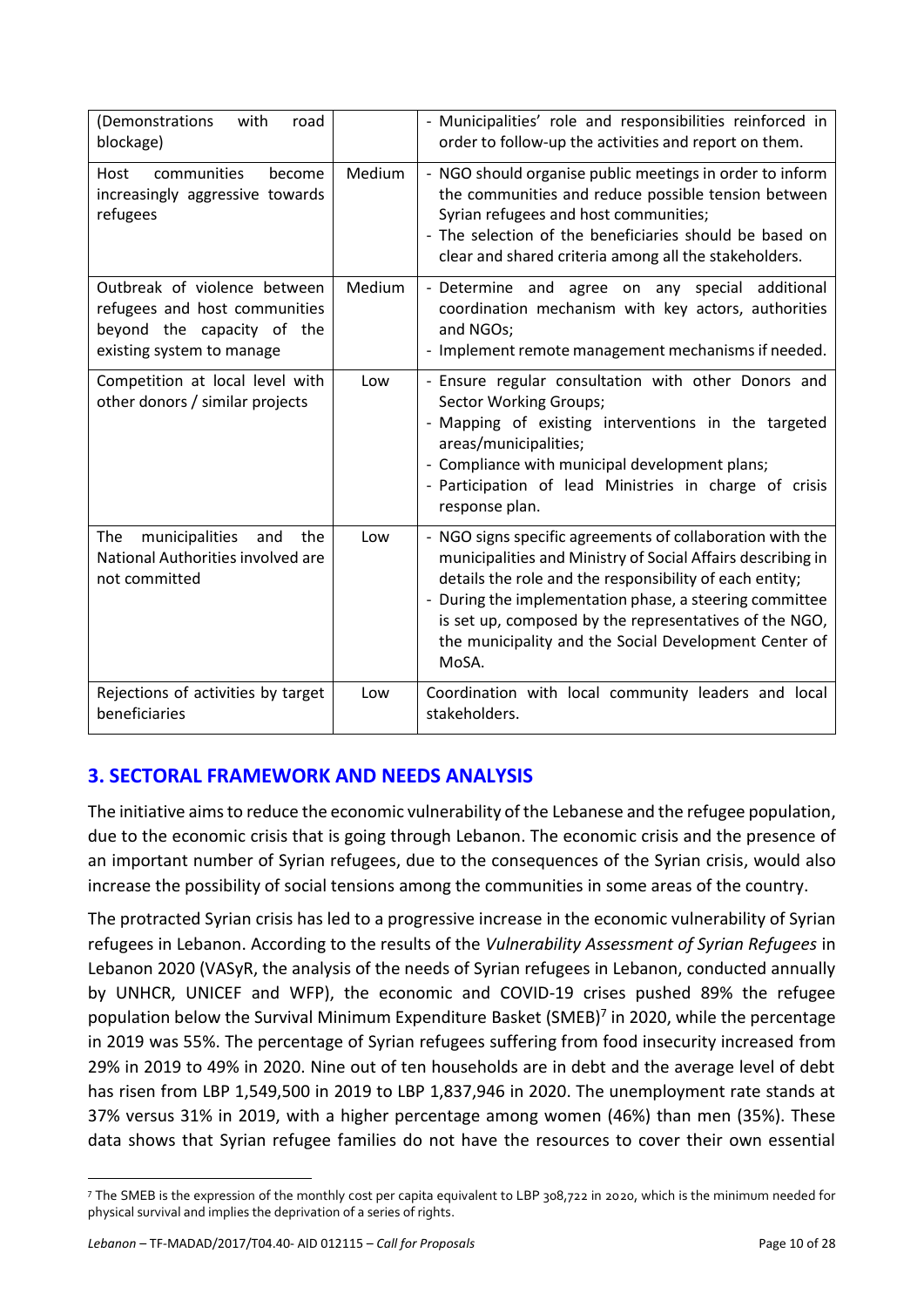| | | |
|---|---|---|
| (Demonstrations with road blockage) | | - Municipalities' role and responsibilities reinforced in order to follow-up the activities and report on them. |
| Host communities become increasingly aggressive towards refugees | Medium | - NGO should organise public meetings in order to inform the communities and reduce possible tension between Syrian refugees and host communities;<br>- The selection of the beneficiaries should be based on clear and shared criteria among all the stakeholders. |
| Outbreak of violence between refugees and host communities beyond the capacity of the existing system to manage | Medium | - Determine and agree on any special additional coordination mechanism with key actors, authorities and NGOs;<br>- Implement remote management mechanisms if needed. |
| Competition at local level with other donors / similar projects | Low | - Ensure regular consultation with other Donors and Sector Working Groups;<br>- Mapping of existing interventions in the targeted areas/municipalities;<br>- Compliance with municipal development plans;<br>- Participation of lead Ministries in charge of crisis response plan. |
| The municipalities and the National Authorities involved are not committed | Low | - NGO signs specific agreements of collaboration with the municipalities and Ministry of Social Affairs describing in details the role and the responsibility of each entity;<br>- During the implementation phase, a steering committee is set up, composed by the representatives of the NGO, the municipality and the Social Development Center of MoSA. |
| Rejections of activities by target beneficiaries | Low | Coordination with local community leaders and local stakeholders. |

## 3. SECTORAL FRAMEWORK AND NEEDS ANALYSIS

The initiative aims to reduce the economic vulnerability of the Lebanese and the refugee population, due to the economic crisis that is going through Lebanon. The economic crisis and the presence of an important number of Syrian refugees, due to the consequences of the Syrian crisis, would also increase the possibility of social tensions among the communities in some areas of the country.

The protracted Syrian crisis has led to a progressive increase in the economic vulnerability of Syrian refugees in Lebanon. According to the results of the *Vulnerability Assessment of Syrian Refugees* in Lebanon 2020 (VASyR, the analysis of the needs of Syrian refugees in Lebanon, conducted annually by UNHCR, UNICEF and WFP), the economic and COVID-19 crises pushed 89% the refugee population below the Survival Minimum Expenditure Basket (SMEB)[7] in 2020, while the percentage in 2019 was 55%. The percentage of Syrian refugees suffering from food insecurity increased from 29% in 2019 to 49% in 2020. Nine out of ten households are in debt and the average level of debt has risen from LBP 1,549,500 in 2019 to LBP 1,837,946 in 2020. The unemployment rate stands at 37% versus 31% in 2019, with a higher percentage among women (46%) than men (35%). These data shows that Syrian refugee families do not have the resources to cover their own essential

[7] The SMEB is the expression of the monthly cost per capita equivalent to LBP 308,722 in 2020, which is the minimum needed for physical survival and implies the deprivation of a series of rights.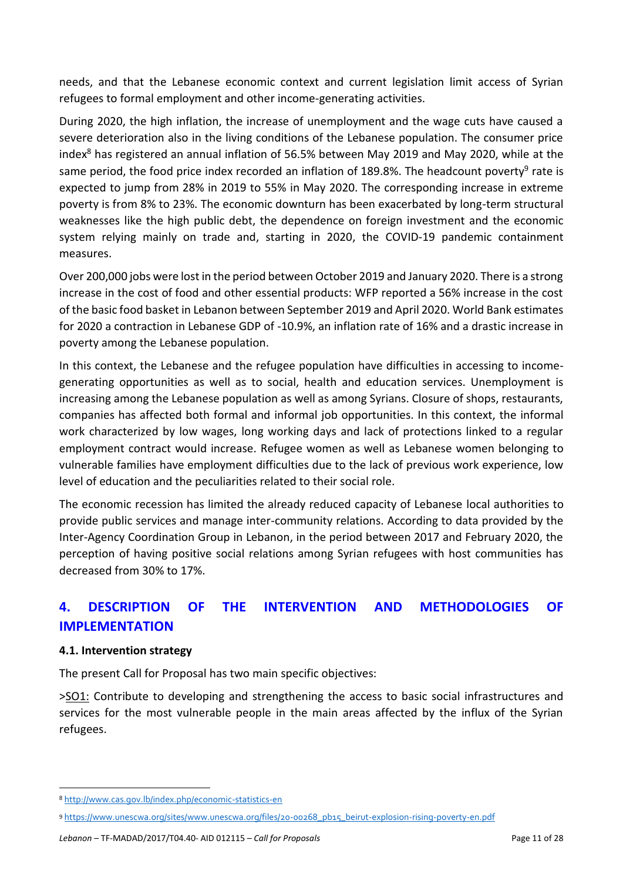needs, and that the Lebanese economic context and current legislation limit access of Syrian refugees to formal employment and other income-generating activities.

During 2020, the high inflation, the increase of unemployment and the wage cuts have caused a severe deterioration also in the living conditions of the Lebanese population. The consumer price index[8] has registered an annual inflation of 56.5% between May 2019 and May 2020, while at the same period, the food price index recorded an inflation of 189.8%. The headcount poverty[9] rate is expected to jump from 28% in 2019 to 55% in May 2020. The corresponding increase in extreme poverty is from 8% to 23%. The economic downturn has been exacerbated by long-term structural weaknesses like the high public debt, the dependence on foreign investment and the economic system relying mainly on trade and, starting in 2020, the COVID-19 pandemic containment measures.

Over 200,000 jobs were lost in the period between October 2019 and January 2020. There is a strong increase in the cost of food and other essential products: WFP reported a 56% increase in the cost of the basic food basket in Lebanon between September 2019 and April 2020. World Bank estimates for 2020 a contraction in Lebanese GDP of -10.9%, an inflation rate of 16% and a drastic increase in poverty among the Lebanese population.

In this context, the Lebanese and the refugee population have difficulties in accessing to income-generating opportunities as well as to social, health and education services. Unemployment is increasing among the Lebanese population as well as among Syrians. Closure of shops, restaurants, companies has affected both formal and informal job opportunities. In this context, the informal work characterized by low wages, long working days and lack of protections linked to a regular employment contract would increase. Refugee women as well as Lebanese women belonging to vulnerable families have employment difficulties due to the lack of previous work experience, low level of education and the peculiarities related to their social role.

The economic recession has limited the already reduced capacity of Lebanese local authorities to provide public services and manage inter-community relations. According to data provided by the Inter-Agency Coordination Group in Lebanon, in the period between 2017 and February 2020, the perception of having positive social relations among Syrian refugees with host communities has decreased from 30% to 17%.

## 4. DESCRIPTION OF THE INTERVENTION AND METHODOLOGIES OF IMPLEMENTATION

### 4.1. Intervention strategy

The present Call for Proposal has two main specific objectives:

>SO1: Contribute to developing and strengthening the access to basic social infrastructures and services for the most vulnerable people in the main areas affected by the influx of the Syrian refugees.

---

[8] http://www.cas.gov.lb/index.php/economic-statistics-en

[9] https://www.unescwa.org/sites/www.unescwa.org/files/20-00268_pb15_beirut-explosion-rising-poverty-en.pdf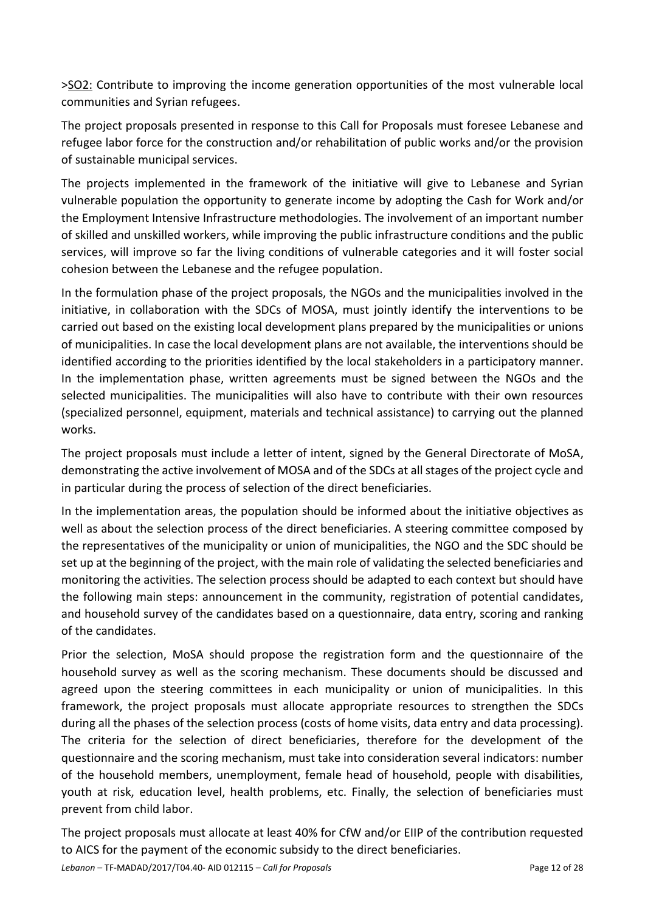>SO2: Contribute to improving the income generation opportunities of the most vulnerable local communities and Syrian refugees.

The project proposals presented in response to this Call for Proposals must foresee Lebanese and refugee labor force for the construction and/or rehabilitation of public works and/or the provision of sustainable municipal services.

The projects implemented in the framework of the initiative will give to Lebanese and Syrian vulnerable population the opportunity to generate income by adopting the Cash for Work and/or the Employment Intensive Infrastructure methodologies. The involvement of an important number of skilled and unskilled workers, while improving the public infrastructure conditions and the public services, will improve so far the living conditions of vulnerable categories and it will foster social cohesion between the Lebanese and the refugee population.

In the formulation phase of the project proposals, the NGOs and the municipalities involved in the initiative, in collaboration with the SDCs of MOSA, must jointly identify the interventions to be carried out based on the existing local development plans prepared by the municipalities or unions of municipalities. In case the local development plans are not available, the interventions should be identified according to the priorities identified by the local stakeholders in a participatory manner. In the implementation phase, written agreements must be signed between the NGOs and the selected municipalities. The municipalities will also have to contribute with their own resources (specialized personnel, equipment, materials and technical assistance) to carrying out the planned works.

The project proposals must include a letter of intent, signed by the General Directorate of MoSA, demonstrating the active involvement of MOSA and of the SDCs at all stages of the project cycle and in particular during the process of selection of the direct beneficiaries.

In the implementation areas, the population should be informed about the initiative objectives as well as about the selection process of the direct beneficiaries. A steering committee composed by the representatives of the municipality or union of municipalities, the NGO and the SDC should be set up at the beginning of the project, with the main role of validating the selected beneficiaries and monitoring the activities. The selection process should be adapted to each context but should have the following main steps: announcement in the community, registration of potential candidates, and household survey of the candidates based on a questionnaire, data entry, scoring and ranking of the candidates.

Prior the selection, MoSA should propose the registration form and the questionnaire of the household survey as well as the scoring mechanism. These documents should be discussed and agreed upon the steering committees in each municipality or union of municipalities. In this framework, the project proposals must allocate appropriate resources to strengthen the SDCs during all the phases of the selection process (costs of home visits, data entry and data processing). The criteria for the selection of direct beneficiaries, therefore for the development of the questionnaire and the scoring mechanism, must take into consideration several indicators: number of the household members, unemployment, female head of household, people with disabilities, youth at risk, education level, health problems, etc. Finally, the selection of beneficiaries must prevent from child labor.

The project proposals must allocate at least 40% for CfW and/or EIIP of the contribution requested to AICS for the payment of the economic subsidy to the direct beneficiaries.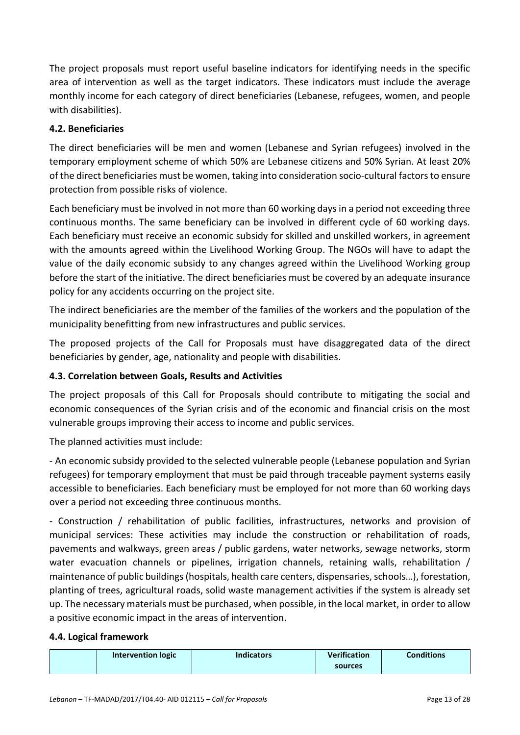The project proposals must report useful baseline indicators for identifying needs in the specific area of intervention as well as the target indicators. These indicators must include the average monthly income for each category of direct beneficiaries (Lebanese, refugees, women, and people with disabilities).

### 4.2. Beneficiaries

The direct beneficiaries will be men and women (Lebanese and Syrian refugees) involved in the temporary employment scheme of which 50% are Lebanese citizens and 50% Syrian. At least 20% of the direct beneficiaries must be women, taking into consideration socio-cultural factors to ensure protection from possible risks of violence.

Each beneficiary must be involved in not more than 60 working days in a period not exceeding three continuous months. The same beneficiary can be involved in different cycle of 60 working days. Each beneficiary must receive an economic subsidy for skilled and unskilled workers, in agreement with the amounts agreed within the Livelihood Working Group. The NGOs will have to adapt the value of the daily economic subsidy to any changes agreed within the Livelihood Working group before the start of the initiative. The direct beneficiaries must be covered by an adequate insurance policy for any accidents occurring on the project site.

The indirect beneficiaries are the member of the families of the workers and the population of the municipality benefitting from new infrastructures and public services.

The proposed projects of the Call for Proposals must have disaggregated data of the direct beneficiaries by gender, age, nationality and people with disabilities.

### 4.3. Correlation between Goals, Results and Activities

The project proposals of this Call for Proposals should contribute to mitigating the social and economic consequences of the Syrian crisis and of the economic and financial crisis on the most vulnerable groups improving their access to income and public services.

The planned activities must include:

- An economic subsidy provided to the selected vulnerable people (Lebanese population and Syrian refugees) for temporary employment that must be paid through traceable payment systems easily accessible to beneficiaries. Each beneficiary must be employed for not more than 60 working days over a period not exceeding three continuous months.

- Construction / rehabilitation of public facilities, infrastructures, networks and provision of municipal services: These activities may include the construction or rehabilitation of roads, pavements and walkways, green areas / public gardens, water networks, sewage networks, storm water evacuation channels or pipelines, irrigation channels, retaining walls, rehabilitation / maintenance of public buildings (hospitals, health care centers, dispensaries, schools…), forestation, planting of trees, agricultural roads, solid waste management activities if the system is already set up. The necessary materials must be purchased, when possible, in the local market, in order to allow a positive economic impact in the areas of intervention.

### 4.4. Logical framework

| | Intervention logic | Indicators | Verification sources | Conditions |
|---|---|---|---|---|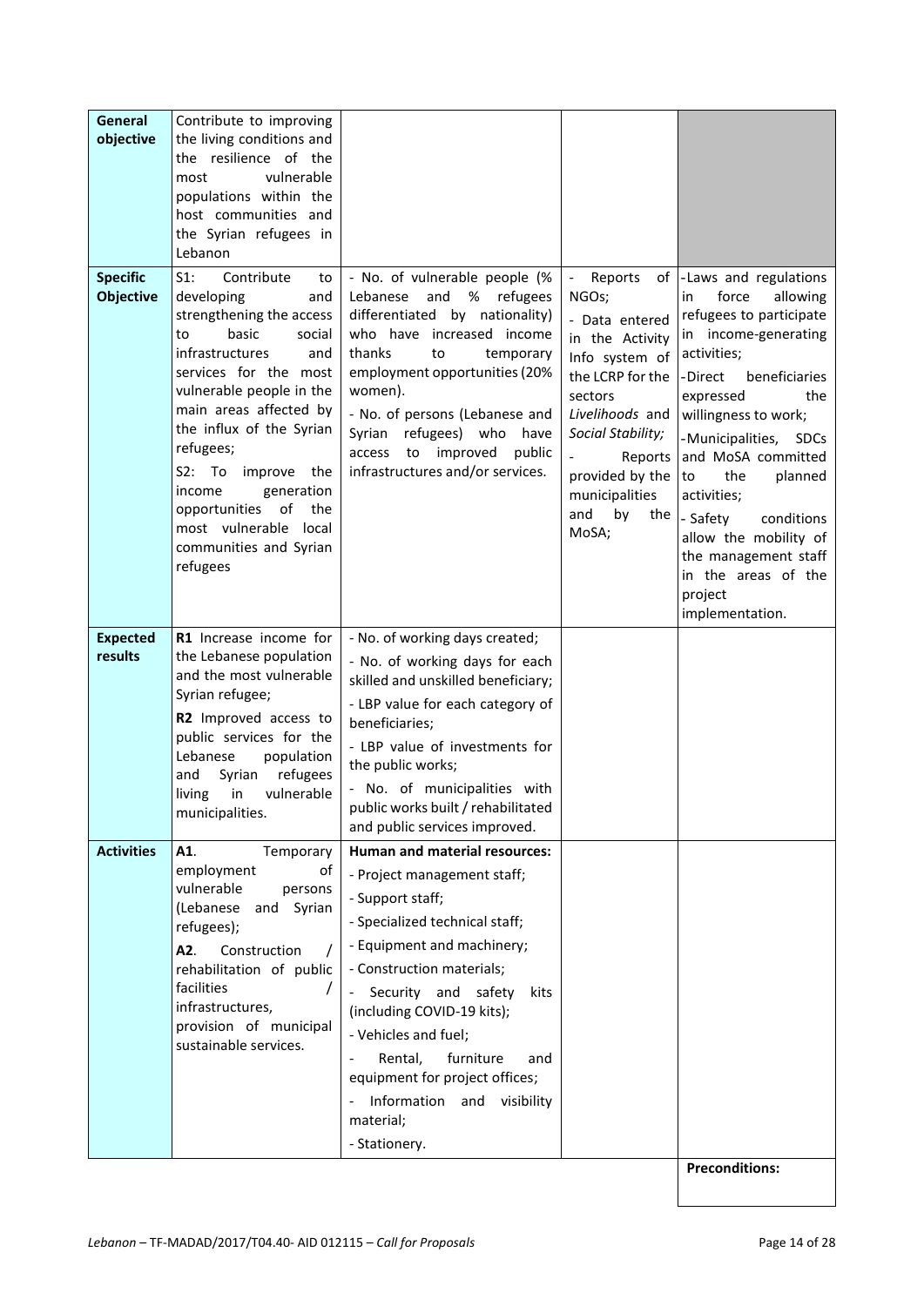| | | | | |
|---|---|---|---|---|
| **General objective** | Contribute to improving the living conditions and the resilience of the most vulnerable populations within the host communities and the Syrian refugees in Lebanon | | | |
| **Specific Objective** | S1: Contribute to developing and strengthening the access to basic social infrastructures and services for the most vulnerable people in the main areas affected by the influx of the Syrian refugees;<br>S2: To improve the income generation opportunities of the most vulnerable local communities and Syrian refugees | - No. of vulnerable people (% Lebanese and % refugees differentiated by nationality) who have increased income thanks to temporary employment opportunities (20% women).<br>- No. of persons (Lebanese and Syrian refugees) who have access to improved public infrastructures and/or services. | - Reports of NGOs;<br>- Data entered in the Activity Info system of the LCRP for the sectors *Livelihoods* and *Social Stability;*<br>- Reports provided by the municipalities and by the MoSA; | -Laws and regulations in force allowing refugees to participate in income-generating activities;<br>-Direct beneficiaries expressed the willingness to work;<br>-Municipalities, SDCs and MoSA committed to the planned activities;<br>- Safety conditions allow the mobility of the management staff in the areas of the project implementation. |
| **Expected results** | **R1** Increase income for the Lebanese population and the most vulnerable Syrian refugee;<br>**R2** Improved access to public services for the Lebanese population and Syrian refugees living in vulnerable municipalities. | - No. of working days created;<br>- No. of working days for each skilled and unskilled beneficiary;<br>- LBP value for each category of beneficiaries;<br>- LBP value of investments for the public works;<br>- No. of municipalities with public works built / rehabilitated and public services improved. | | |
| **Activities** | **A1**. Temporary employment of vulnerable persons (Lebanese and Syrian refugees);<br>**A2**. Construction / rehabilitation of public facilities / infrastructures, provision of municipal sustainable services. | **Human and material resources:**<br>- Project management staff;<br>- Support staff;<br>- Specialized technical staff;<br>- Equipment and machinery;<br>- Construction materials;<br>- Security and safety kits (including COVID-19 kits);<br>- Vehicles and fuel;<br>- Rental, furniture and equipment for project offices;<br>- Information and visibility material;<br>- Stationery. | | |
| | | | | **Preconditions:** |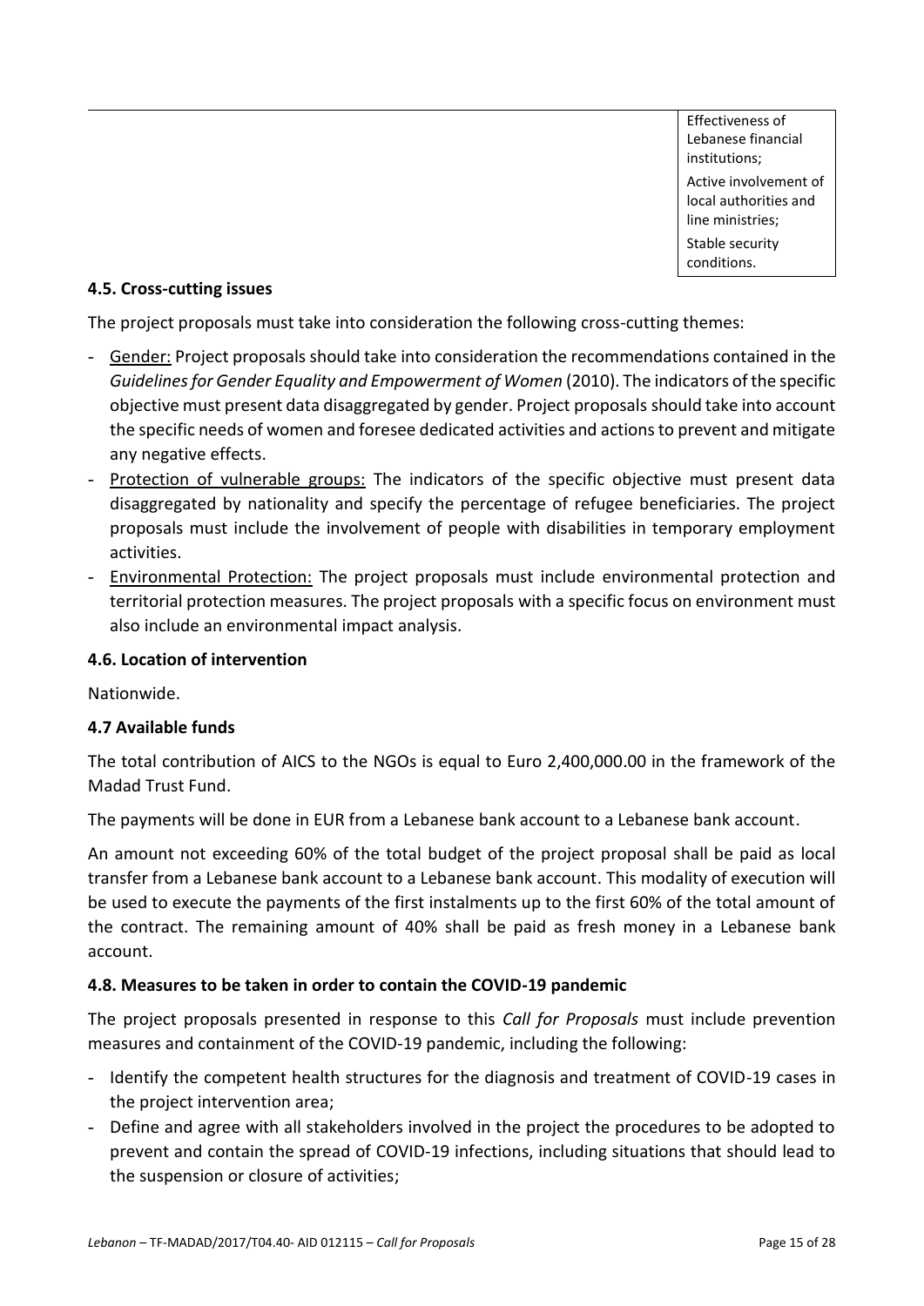| | |
|---|---|
| | Effectiveness of Lebanese financial institutions;<br>Active involvement of local authorities and line ministries;<br>Stable security conditions. |

**4.5. Cross-cutting issues**

The project proposals must take into consideration the following cross-cutting themes:

- Gender: Project proposals should take into consideration the recommendations contained in the *Guidelines for Gender Equality and Empowerment of Women* (2010). The indicators of the specific objective must present data disaggregated by gender. Project proposals should take into account the specific needs of women and foresee dedicated activities and actions to prevent and mitigate any negative effects.
- Protection of vulnerable groups: The indicators of the specific objective must present data disaggregated by nationality and specify the percentage of refugee beneficiaries. The project proposals must include the involvement of people with disabilities in temporary employment activities.
- Environmental Protection: The project proposals must include environmental protection and territorial protection measures. The project proposals with a specific focus on environment must also include an environmental impact analysis.

**4.6. Location of intervention**

Nationwide.

**4.7 Available funds**

The total contribution of AICS to the NGOs is equal to Euro 2,400,000.00 in the framework of the Madad Trust Fund.

The payments will be done in EUR from a Lebanese bank account to a Lebanese bank account.

An amount not exceeding 60% of the total budget of the project proposal shall be paid as local transfer from a Lebanese bank account to a Lebanese bank account. This modality of execution will be used to execute the payments of the first instalments up to the first 60% of the total amount of the contract. The remaining amount of 40% shall be paid as fresh money in a Lebanese bank account.

**4.8. Measures to be taken in order to contain the COVID-19 pandemic**

The project proposals presented in response to this *Call for Proposals* must include prevention measures and containment of the COVID-19 pandemic, including the following:

- Identify the competent health structures for the diagnosis and treatment of COVID-19 cases in the project intervention area;
- Define and agree with all stakeholders involved in the project the procedures to be adopted to prevent and contain the spread of COVID-19 infections, including situations that should lead to the suspension or closure of activities;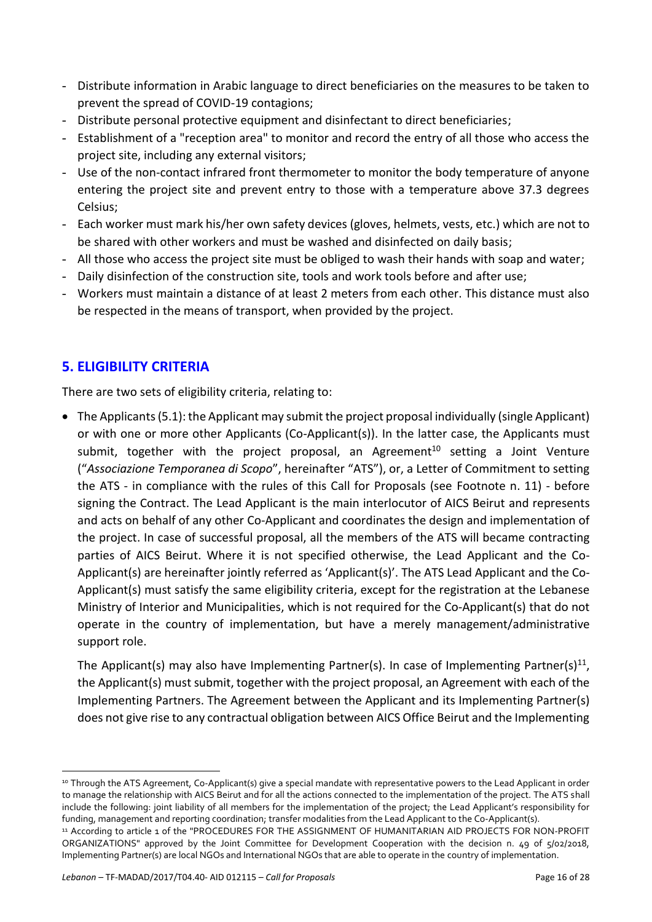- Distribute information in Arabic language to direct beneficiaries on the measures to be taken to prevent the spread of COVID-19 contagions;
- Distribute personal protective equipment and disinfectant to direct beneficiaries;
- Establishment of a "reception area" to monitor and record the entry of all those who access the project site, including any external visitors;
- Use of the non-contact infrared front thermometer to monitor the body temperature of anyone entering the project site and prevent entry to those with a temperature above 37.3 degrees Celsius;
- Each worker must mark his/her own safety devices (gloves, helmets, vests, etc.) which are not to be shared with other workers and must be washed and disinfected on daily basis;
- All those who access the project site must be obliged to wash their hands with soap and water;
- Daily disinfection of the construction site, tools and work tools before and after use;
- Workers must maintain a distance of at least 2 meters from each other. This distance must also be respected in the means of transport, when provided by the project.

## 5. ELIGIBILITY CRITERIA

There are two sets of eligibility criteria, relating to:

- The Applicants (5.1): the Applicant may submit the project proposal individually (single Applicant) or with one or more other Applicants (Co-Applicant(s)). In the latter case, the Applicants must submit, together with the project proposal, an Agreement[10] setting a Joint Venture ("*Associazione Temporanea di Scopo*", hereinafter "ATS"), or, a Letter of Commitment to setting the ATS - in compliance with the rules of this Call for Proposals (see Footnote n. 11) - before signing the Contract. The Lead Applicant is the main interlocutor of AICS Beirut and represents and acts on behalf of any other Co-Applicant and coordinates the design and implementation of the project. In case of successful proposal, all the members of the ATS will became contracting parties of AICS Beirut. Where it is not specified otherwise, the Lead Applicant and the Co-Applicant(s) are hereinafter jointly referred as 'Applicant(s)'. The ATS Lead Applicant and the Co-Applicant(s) must satisfy the same eligibility criteria, except for the registration at the Lebanese Ministry of Interior and Municipalities, which is not required for the Co-Applicant(s) that do not operate in the country of implementation, but have a merely management/administrative support role.

  The Applicant(s) may also have Implementing Partner(s). In case of Implementing Partner(s)[11], the Applicant(s) must submit, together with the project proposal, an Agreement with each of the Implementing Partners. The Agreement between the Applicant and its Implementing Partner(s) does not give rise to any contractual obligation between AICS Office Beirut and the Implementing

---

[10] Through the ATS Agreement, Co-Applicant(s) give a special mandate with representative powers to the Lead Applicant in order to manage the relationship with AICS Beirut and for all the actions connected to the implementation of the project. The ATS shall include the following: joint liability of all members for the implementation of the project; the Lead Applicant's responsibility for funding, management and reporting coordination; transfer modalities from the Lead Applicant to the Co-Applicant(s).

[11] According to article 1 of the "PROCEDURES FOR THE ASSIGNMENT OF HUMANITARIAN AID PROJECTS FOR NON-PROFIT ORGANIZATIONS" approved by the Joint Committee for Development Cooperation with the decision n. 49 of 5/02/2018, Implementing Partner(s) are local NGOs and International NGOs that are able to operate in the country of implementation.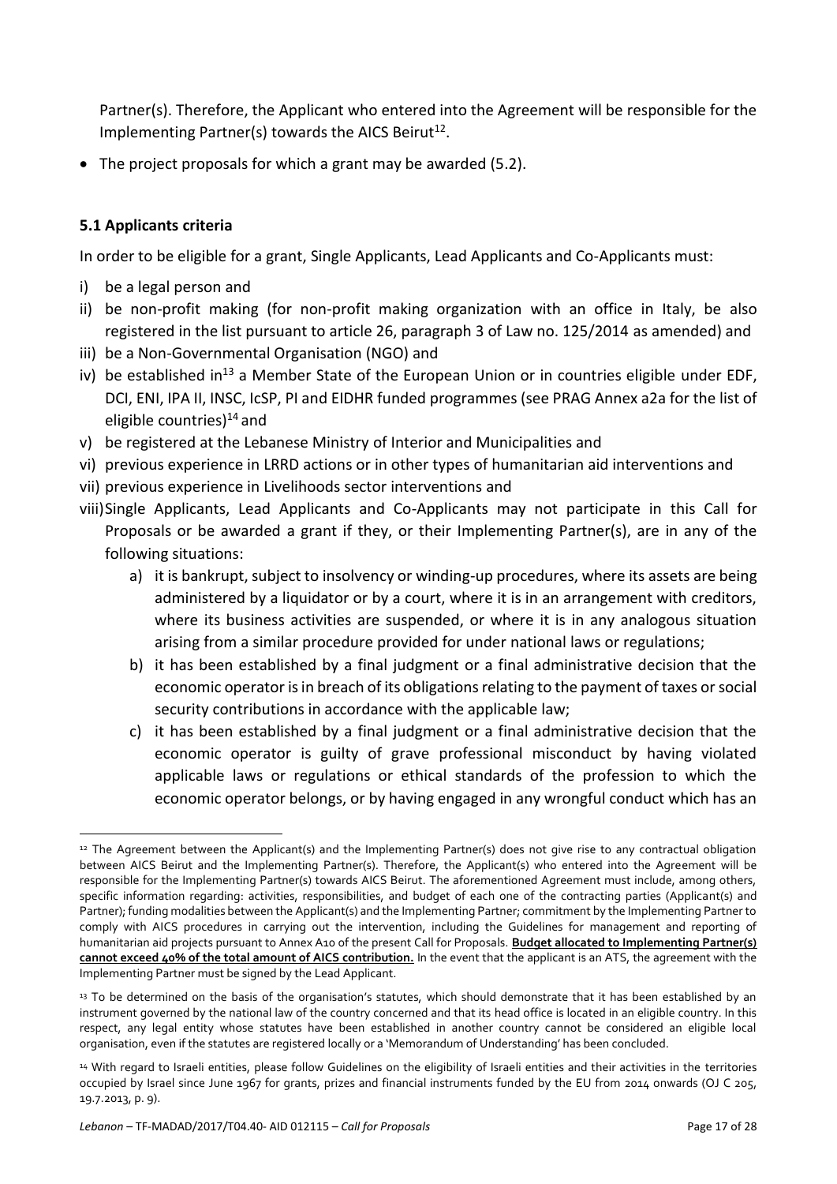Partner(s). Therefore, the Applicant who entered into the Agreement will be responsible for the Implementing Partner(s) towards the AICS Beirut[12].

- The project proposals for which a grant may be awarded (5.2).

### 5.1 Applicants criteria

In order to be eligible for a grant, Single Applicants, Lead Applicants and Co-Applicants must:

i) be a legal person and
ii) be non-profit making (for non-profit making organization with an office in Italy, be also registered in the list pursuant to article 26, paragraph 3 of Law no. 125/2014 as amended) and
iii) be a Non-Governmental Organisation (NGO) and
iv) be established in[13] a Member State of the European Union or in countries eligible under EDF, DCI, ENI, IPA II, INSC, IcSP, PI and EIDHR funded programmes (see PRAG Annex a2a for the list of eligible countries)[14] and
v) be registered at the Lebanese Ministry of Interior and Municipalities and
vi) previous experience in LRRD actions or in other types of humanitarian aid interventions and
vii) previous experience in Livelihoods sector interventions and
viii) Single Applicants, Lead Applicants and Co-Applicants may not participate in this Call for Proposals or be awarded a grant if they, or their Implementing Partner(s), are in any of the following situations:
    a) it is bankrupt, subject to insolvency or winding-up procedures, where its assets are being administered by a liquidator or by a court, where it is in an arrangement with creditors, where its business activities are suspended, or where it is in any analogous situation arising from a similar procedure provided for under national laws or regulations;
    b) it has been established by a final judgment or a final administrative decision that the economic operator is in breach of its obligations relating to the payment of taxes or social security contributions in accordance with the applicable law;
    c) it has been established by a final judgment or a final administrative decision that the economic operator is guilty of grave professional misconduct by having violated applicable laws or regulations or ethical standards of the profession to which the economic operator belongs, or by having engaged in any wrongful conduct which has an

---

[12] The Agreement between the Applicant(s) and the Implementing Partner(s) does not give rise to any contractual obligation between AICS Beirut and the Implementing Partner(s). Therefore, the Applicant(s) who entered into the Agreement will be responsible for the Implementing Partner(s) towards AICS Beirut. The aforementioned Agreement must include, among others, specific information regarding: activities, responsibilities, and budget of each one of the contracting parties (Applicant(s) and Partner); funding modalities between the Applicant(s) and the Implementing Partner; commitment by the Implementing Partner to comply with AICS procedures in carrying out the intervention, including the Guidelines for management and reporting of humanitarian aid projects pursuant to Annex A10 of the present Call for Proposals. **<u>Budget allocated to Implementing Partner(s) cannot exceed 40% of the total amount of AICS contribution.</u>** In the event that the applicant is an ATS, the agreement with the Implementing Partner must be signed by the Lead Applicant.

[13] To be determined on the basis of the organisation's statutes, which should demonstrate that it has been established by an instrument governed by the national law of the country concerned and that its head office is located in an eligible country. In this respect, any legal entity whose statutes have been established in another country cannot be considered an eligible local organisation, even if the statutes are registered locally or a 'Memorandum of Understanding' has been concluded.

[14] With regard to Israeli entities, please follow Guidelines on the eligibility of Israeli entities and their activities in the territories occupied by Israel since June 1967 for grants, prizes and financial instruments funded by the EU from 2014 onwards (OJ C 205, 19.7.2013, p. 9).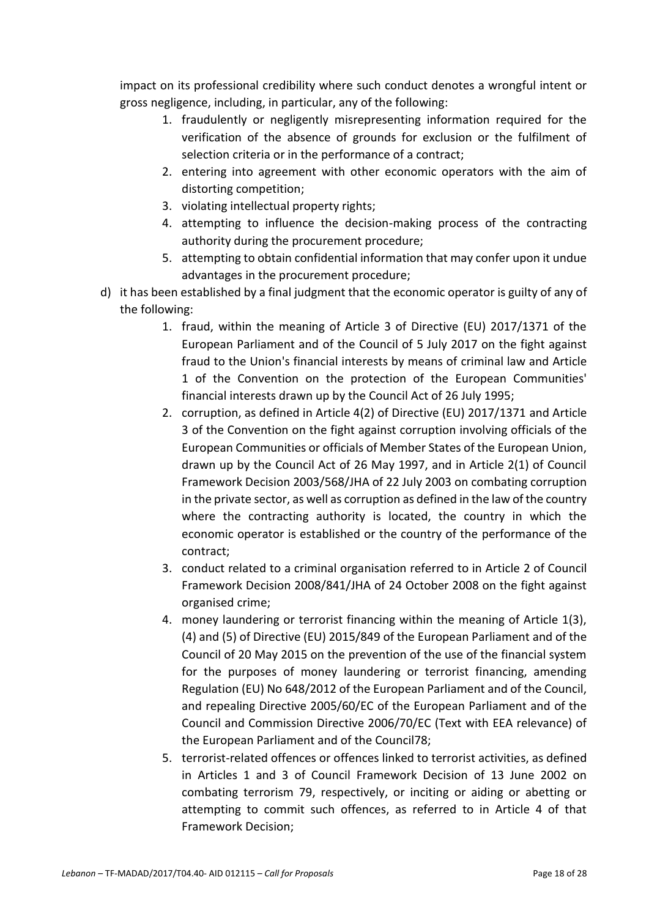impact on its professional credibility where such conduct denotes a wrongful intent or gross negligence, including, in particular, any of the following:

1. fraudulently or negligently misrepresenting information required for the verification of the absence of grounds for exclusion or the fulfilment of selection criteria or in the performance of a contract;
2. entering into agreement with other economic operators with the aim of distorting competition;
3. violating intellectual property rights;
4. attempting to influence the decision-making process of the contracting authority during the procurement procedure;
5. attempting to obtain confidential information that may confer upon it undue advantages in the procurement procedure;

d) it has been established by a final judgment that the economic operator is guilty of any of the following:

1. fraud, within the meaning of Article 3 of Directive (EU) 2017/1371 of the European Parliament and of the Council of 5 July 2017 on the fight against fraud to the Union's financial interests by means of criminal law and Article 1 of the Convention on the protection of the European Communities' financial interests drawn up by the Council Act of 26 July 1995;
2. corruption, as defined in Article 4(2) of Directive (EU) 2017/1371 and Article 3 of the Convention on the fight against corruption involving officials of the European Communities or officials of Member States of the European Union, drawn up by the Council Act of 26 May 1997, and in Article 2(1) of Council Framework Decision 2003/568/JHA of 22 July 2003 on combating corruption in the private sector, as well as corruption as defined in the law of the country where the contracting authority is located, the country in which the economic operator is established or the country of the performance of the contract;
3. conduct related to a criminal organisation referred to in Article 2 of Council Framework Decision 2008/841/JHA of 24 October 2008 on the fight against organised crime;
4. money laundering or terrorist financing within the meaning of Article 1(3), (4) and (5) of Directive (EU) 2015/849 of the European Parliament and of the Council of 20 May 2015 on the prevention of the use of the financial system for the purposes of money laundering or terrorist financing, amending Regulation (EU) No 648/2012 of the European Parliament and of the Council, and repealing Directive 2005/60/EC of the European Parliament and of the Council and Commission Directive 2006/70/EC (Text with EEA relevance) of the European Parliament and of the Council78;
5. terrorist-related offences or offences linked to terrorist activities, as defined in Articles 1 and 3 of Council Framework Decision of 13 June 2002 on combating terrorism 79, respectively, or inciting or aiding or abetting or attempting to commit such offences, as referred to in Article 4 of that Framework Decision;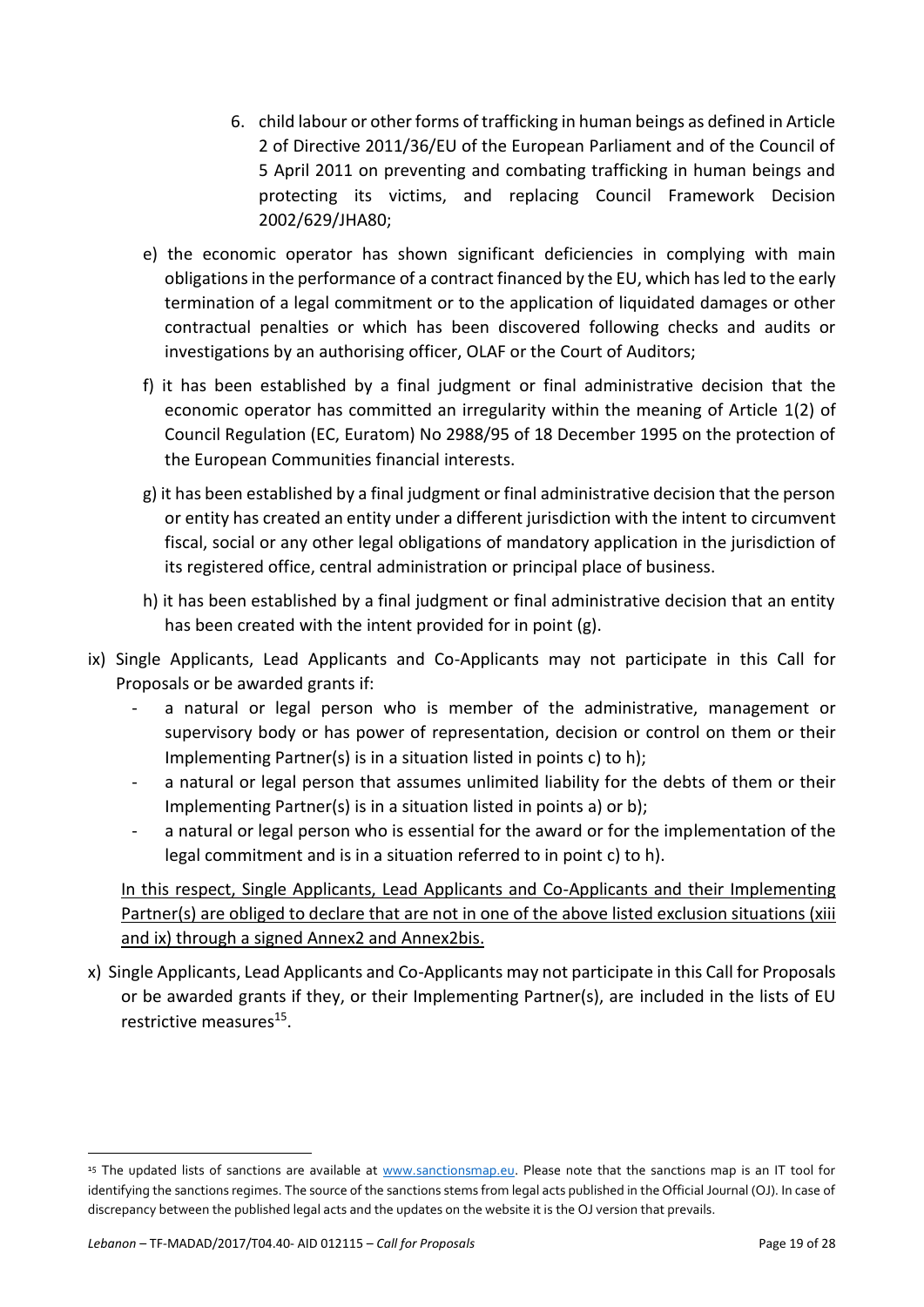6. child labour or other forms of trafficking in human beings as defined in Article 2 of Directive 2011/36/EU of the European Parliament and of the Council of 5 April 2011 on preventing and combating trafficking in human beings and protecting its victims, and replacing Council Framework Decision 2002/629/JHA80;

e) the economic operator has shown significant deficiencies in complying with main obligations in the performance of a contract financed by the EU, which has led to the early termination of a legal commitment or to the application of liquidated damages or other contractual penalties or which has been discovered following checks and audits or investigations by an authorising officer, OLAF or the Court of Auditors;

f) it has been established by a final judgment or final administrative decision that the economic operator has committed an irregularity within the meaning of Article 1(2) of Council Regulation (EC, Euratom) No 2988/95 of 18 December 1995 on the protection of the European Communities financial interests.

g) it has been established by a final judgment or final administrative decision that the person or entity has created an entity under a different jurisdiction with the intent to circumvent fiscal, social or any other legal obligations of mandatory application in the jurisdiction of its registered office, central administration or principal place of business.

h) it has been established by a final judgment or final administrative decision that an entity has been created with the intent provided for in point (g).

ix) Single Applicants, Lead Applicants and Co-Applicants may not participate in this Call for Proposals or be awarded grants if:

- a natural or legal person who is member of the administrative, management or supervisory body or has power of representation, decision or control on them or their Implementing Partner(s) is in a situation listed in points c) to h);
- a natural or legal person that assumes unlimited liability for the debts of them or their Implementing Partner(s) is in a situation listed in points a) or b);
- a natural or legal person who is essential for the award or for the implementation of the legal commitment and is in a situation referred to in point c) to h).

<u>In this respect, Single Applicants, Lead Applicants and Co-Applicants and their Implementing Partner(s) are obliged to declare that are not in one of the above listed exclusion situations (xiii and ix) through a signed Annex2 and Annex2bis.</u>

x) Single Applicants, Lead Applicants and Co-Applicants may not participate in this Call for Proposals or be awarded grants if they, or their Implementing Partner(s), are included in the lists of EU restrictive measures[15].

---

[15] The updated lists of sanctions are available at www.sanctionsmap.eu. Please note that the sanctions map is an IT tool for identifying the sanctions regimes. The source of the sanctions stems from legal acts published in the Official Journal (OJ). In case of discrepancy between the published legal acts and the updates on the website it is the OJ version that prevails.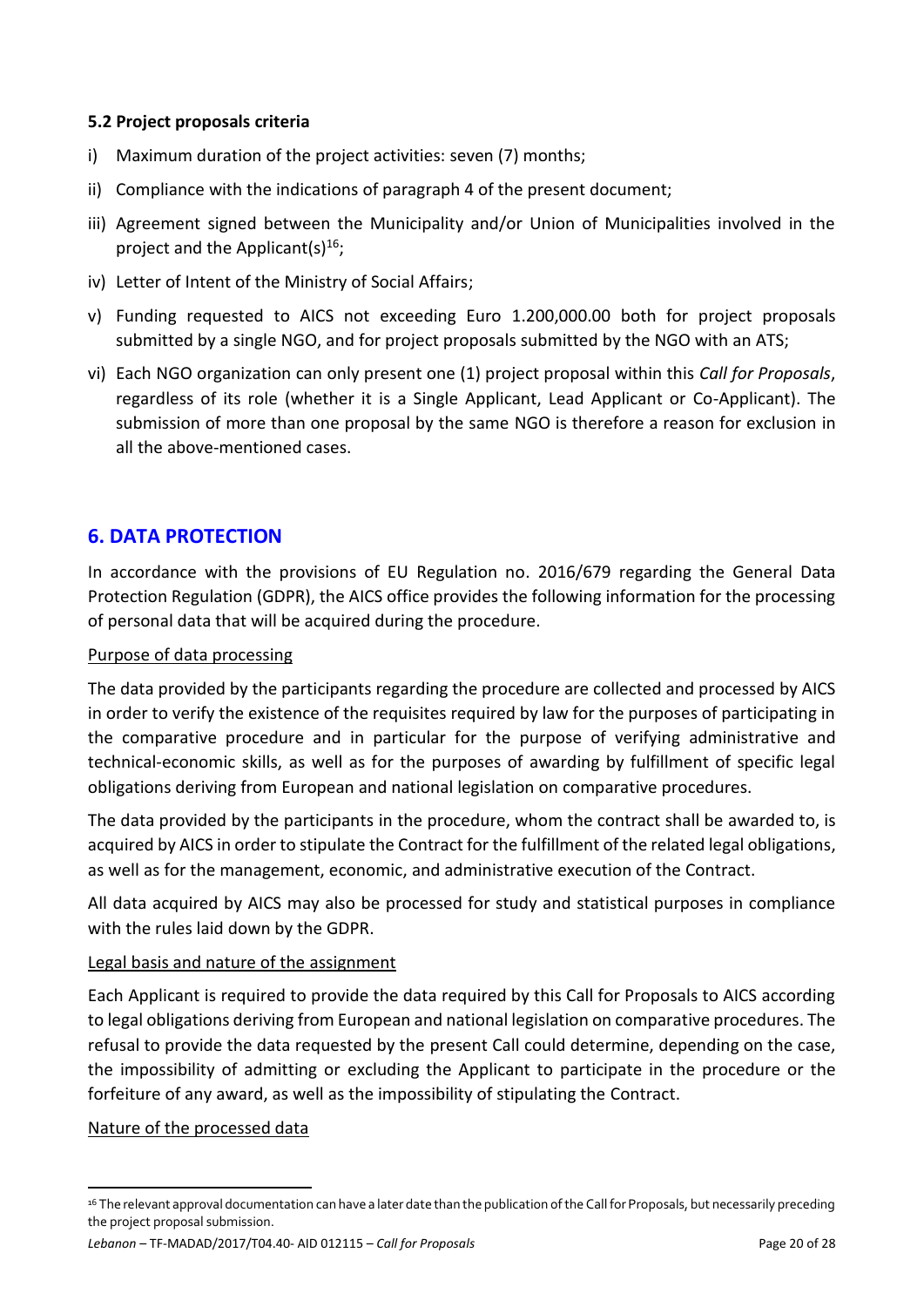### 5.2 Project proposals criteria

i) Maximum duration of the project activities: seven (7) months;

ii) Compliance with the indications of paragraph 4 of the present document;

iii) Agreement signed between the Municipality and/or Union of Municipalities involved in the project and the Applicant(s)[16];

iv) Letter of Intent of the Ministry of Social Affairs;

v) Funding requested to AICS not exceeding Euro 1.200,000.00 both for project proposals submitted by a single NGO, and for project proposals submitted by the NGO with an ATS;

vi) Each NGO organization can only present one (1) project proposal within this *Call for Proposals*, regardless of its role (whether it is a Single Applicant, Lead Applicant or Co-Applicant). The submission of more than one proposal by the same NGO is therefore a reason for exclusion in all the above-mentioned cases.

## 6. DATA PROTECTION

In accordance with the provisions of EU Regulation no. 2016/679 regarding the General Data Protection Regulation (GDPR), the AICS office provides the following information for the processing of personal data that will be acquired during the procedure.

Purpose of data processing

The data provided by the participants regarding the procedure are collected and processed by AICS in order to verify the existence of the requisites required by law for the purposes of participating in the comparative procedure and in particular for the purpose of verifying administrative and technical-economic skills, as well as for the purposes of awarding by fulfillment of specific legal obligations deriving from European and national legislation on comparative procedures.

The data provided by the participants in the procedure, whom the contract shall be awarded to, is acquired by AICS in order to stipulate the Contract for the fulfillment of the related legal obligations, as well as for the management, economic, and administrative execution of the Contract.

All data acquired by AICS may also be processed for study and statistical purposes in compliance with the rules laid down by the GDPR.

Legal basis and nature of the assignment

Each Applicant is required to provide the data required by this Call for Proposals to AICS according to legal obligations deriving from European and national legislation on comparative procedures. The refusal to provide the data requested by the present Call could determine, depending on the case, the impossibility of admitting or excluding the Applicant to participate in the procedure or the forfeiture of any award, as well as the impossibility of stipulating the Contract.

Nature of the processed data

[16] The relevant approval documentation can have a later date than the publication of the Call for Proposals, but necessarily preceding the project proposal submission.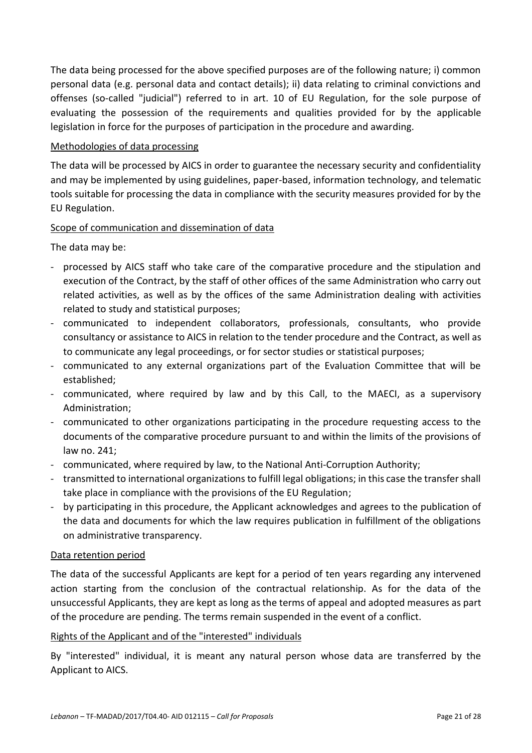The data being processed for the above specified purposes are of the following nature; i) common personal data (e.g. personal data and contact details); ii) data relating to criminal convictions and offenses (so-called "judicial") referred to in art. 10 of EU Regulation, for the sole purpose of evaluating the possession of the requirements and qualities provided for by the applicable legislation in force for the purposes of participation in the procedure and awarding.

<u>Methodologies of data processing</u>

The data will be processed by AICS in order to guarantee the necessary security and confidentiality and may be implemented by using guidelines, paper-based, information technology, and telematic tools suitable for processing the data in compliance with the security measures provided for by the EU Regulation.

<u>Scope of communication and dissemination of data</u>

The data may be:

- processed by AICS staff who take care of the comparative procedure and the stipulation and execution of the Contract, by the staff of other offices of the same Administration who carry out related activities, as well as by the offices of the same Administration dealing with activities related to study and statistical purposes;
- communicated to independent collaborators, professionals, consultants, who provide consultancy or assistance to AICS in relation to the tender procedure and the Contract, as well as to communicate any legal proceedings, or for sector studies or statistical purposes;
- communicated to any external organizations part of the Evaluation Committee that will be established;
- communicated, where required by law and by this Call, to the MAECI, as a supervisory Administration;
- communicated to other organizations participating in the procedure requesting access to the documents of the comparative procedure pursuant to and within the limits of the provisions of law no. 241;
- communicated, where required by law, to the National Anti-Corruption Authority;
- transmitted to international organizations to fulfill legal obligations; in this case the transfer shall take place in compliance with the provisions of the EU Regulation;
- by participating in this procedure, the Applicant acknowledges and agrees to the publication of the data and documents for which the law requires publication in fulfillment of the obligations on administrative transparency.

<u>Data retention period</u>

The data of the successful Applicants are kept for a period of ten years regarding any intervened action starting from the conclusion of the contractual relationship. As for the data of the unsuccessful Applicants, they are kept as long as the terms of appeal and adopted measures as part of the procedure are pending. The terms remain suspended in the event of a conflict.

<u>Rights of the Applicant and of the "interested" individuals</u>

By "interested" individual, it is meant any natural person whose data are transferred by the Applicant to AICS.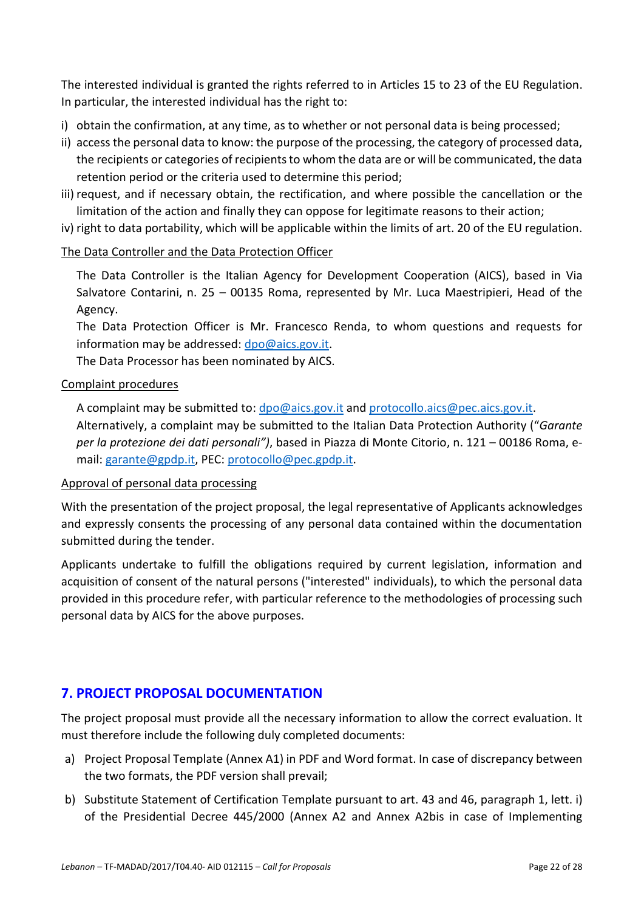The interested individual is granted the rights referred to in Articles 15 to 23 of the EU Regulation. In particular, the interested individual has the right to:

i) obtain the confirmation, at any time, as to whether or not personal data is being processed;
ii) access the personal data to know: the purpose of the processing, the category of processed data, the recipients or categories of recipients to whom the data are or will be communicated, the data retention period or the criteria used to determine this period;
iii) request, and if necessary obtain, the rectification, and where possible the cancellation or the limitation of the action and finally they can oppose for legitimate reasons to their action;
iv) right to data portability, which will be applicable within the limits of art. 20 of the EU regulation.

The Data Controller and the Data Protection Officer

The Data Controller is the Italian Agency for Development Cooperation (AICS), based in Via Salvatore Contarini, n. 25 – 00135 Roma, represented by Mr. Luca Maestripieri, Head of the Agency.
The Data Protection Officer is Mr. Francesco Renda, to whom questions and requests for information may be addressed: dpo@aics.gov.it.
The Data Processor has been nominated by AICS.

Complaint procedures

A complaint may be submitted to: dpo@aics.gov.it and protocollo.aics@pec.aics.gov.it.
Alternatively, a complaint may be submitted to the Italian Data Protection Authority ("*Garante per la protezione dei dati personali")*, based in Piazza di Monte Citorio, n. 121 – 00186 Roma, e-mail: garante@gpdp.it, PEC: protocollo@pec.gpdp.it.

Approval of personal data processing

With the presentation of the project proposal, the legal representative of Applicants acknowledges and expressly consents the processing of any personal data contained within the documentation submitted during the tender.

Applicants undertake to fulfill the obligations required by current legislation, information and acquisition of consent of the natural persons ("interested" individuals), to which the personal data provided in this procedure refer, with particular reference to the methodologies of processing such personal data by AICS for the above purposes.

## 7. PROJECT PROPOSAL DOCUMENTATION

The project proposal must provide all the necessary information to allow the correct evaluation. It must therefore include the following duly completed documents:

a) Project Proposal Template (Annex A1) in PDF and Word format. In case of discrepancy between the two formats, the PDF version shall prevail;
b) Substitute Statement of Certification Template pursuant to art. 43 and 46, paragraph 1, lett. i) of the Presidential Decree 445/2000 (Annex A2 and Annex A2bis in case of Implementing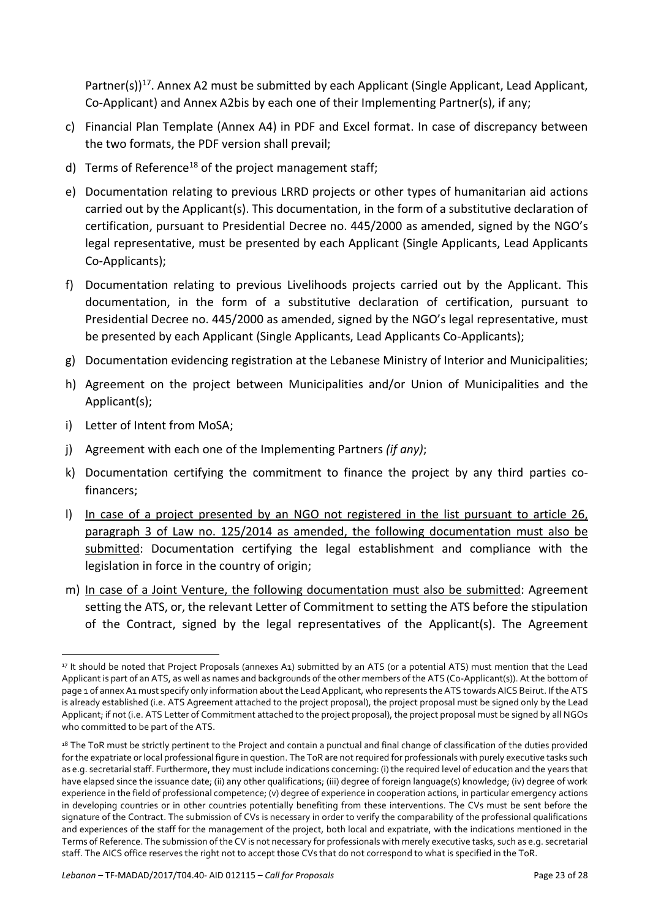Partner(s))[17]. Annex A2 must be submitted by each Applicant (Single Applicant, Lead Applicant, Co-Applicant) and Annex A2bis by each one of their Implementing Partner(s), if any;

c) Financial Plan Template (Annex A4) in PDF and Excel format. In case of discrepancy between the two formats, the PDF version shall prevail;

d) Terms of Reference[18] of the project management staff;

e) Documentation relating to previous LRRD projects or other types of humanitarian aid actions carried out by the Applicant(s). This documentation, in the form of a substitutive declaration of certification, pursuant to Presidential Decree no. 445/2000 as amended, signed by the NGO's legal representative, must be presented by each Applicant (Single Applicants, Lead Applicants Co-Applicants);

f) Documentation relating to previous Livelihoods projects carried out by the Applicant. This documentation, in the form of a substitutive declaration of certification, pursuant to Presidential Decree no. 445/2000 as amended, signed by the NGO's legal representative, must be presented by each Applicant (Single Applicants, Lead Applicants Co-Applicants);

g) Documentation evidencing registration at the Lebanese Ministry of Interior and Municipalities;

h) Agreement on the project between Municipalities and/or Union of Municipalities and the Applicant(s);

i) Letter of Intent from MoSA;

j) Agreement with each one of the Implementing Partners *(if any)*;

k) Documentation certifying the commitment to finance the project by any third parties co-financers;

l) <u>In case of a project presented by an NGO not registered in the list pursuant to article 26, paragraph 3 of Law no. 125/2014 as amended, the following documentation must also be submitted</u>: Documentation certifying the legal establishment and compliance with the legislation in force in the country of origin;

m) <u>In case of a Joint Venture, the following documentation must also be submitted</u>: Agreement setting the ATS, or, the relevant Letter of Commitment to setting the ATS before the stipulation of the Contract, signed by the legal representatives of the Applicant(s). The Agreement

---

[17] It should be noted that Project Proposals (annexes A1) submitted by an ATS (or a potential ATS) must mention that the Lead Applicant is part of an ATS, as well as names and backgrounds of the other members of the ATS (Co-Applicant(s)). At the bottom of page 1 of annex A1 must specify only information about the Lead Applicant, who represents the ATS towards AICS Beirut. If the ATS is already established (i.e. ATS Agreement attached to the project proposal), the project proposal must be signed only by the Lead Applicant; if not (i.e. ATS Letter of Commitment attached to the project proposal), the project proposal must be signed by all NGOs who committed to be part of the ATS.

[18] The ToR must be strictly pertinent to the Project and contain a punctual and final change of classification of the duties provided for the expatriate or local professional figure in question. The ToR are not required for professionals with purely executive tasks such as e.g. secretarial staff. Furthermore, they must include indications concerning: (i) the required level of education and the years that have elapsed since the issuance date; (ii) any other qualifications; (iii) degree of foreign language(s) knowledge; (iv) degree of work experience in the field of professional competence; (v) degree of experience in cooperation actions, in particular emergency actions in developing countries or in other countries potentially benefiting from these interventions. The CVs must be sent before the signature of the Contract. The submission of CVs is necessary in order to verify the comparability of the professional qualifications and experiences of the staff for the management of the project, both local and expatriate, with the indications mentioned in the Terms of Reference. The submission of the CV is not necessary for professionals with merely executive tasks, such as e.g. secretarial staff. The AICS office reserves the right not to accept those CVs that do not correspond to what is specified in the ToR.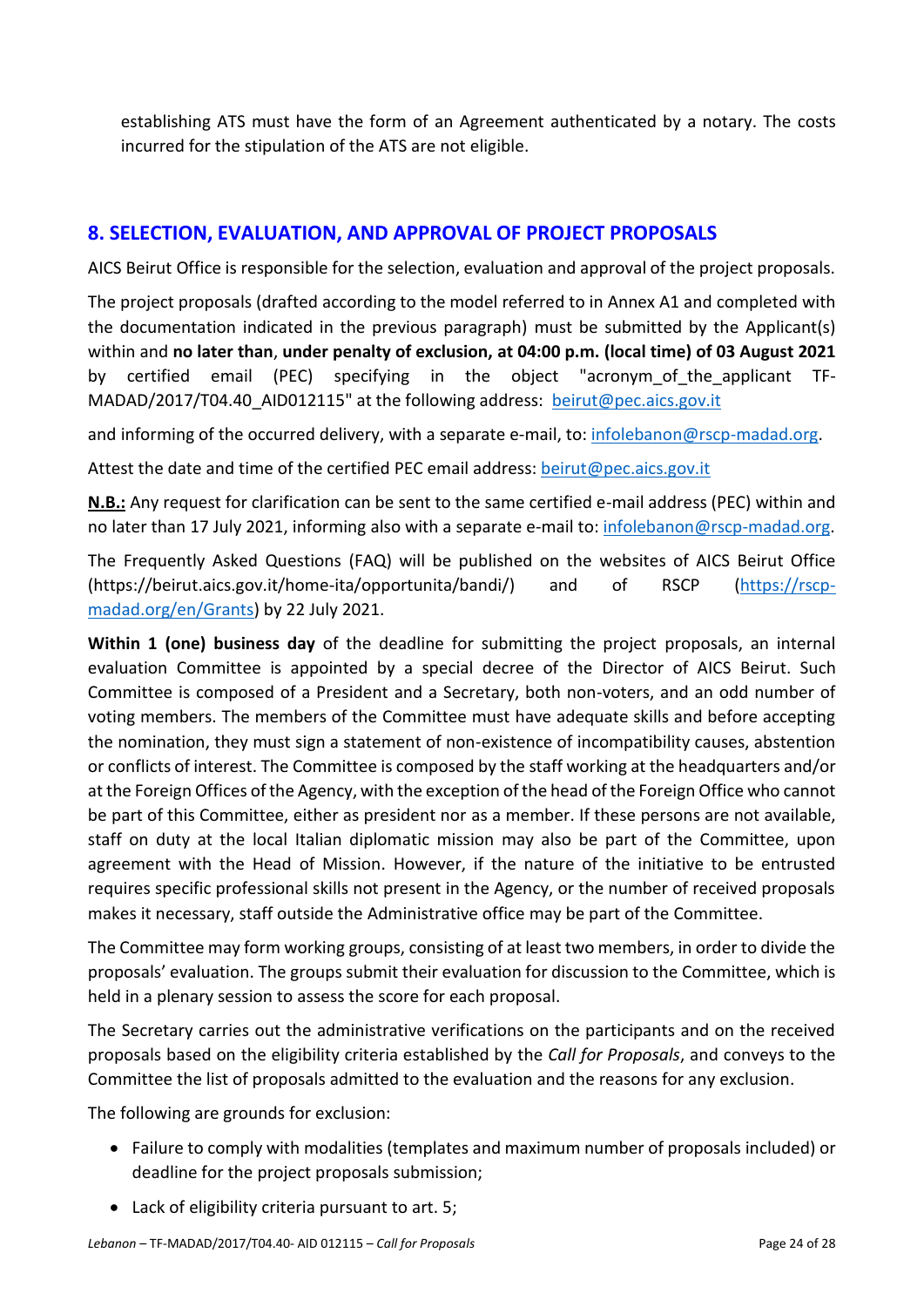establishing ATS must have the form of an Agreement authenticated by a notary. The costs incurred for the stipulation of the ATS are not eligible.

## 8. SELECTION, EVALUATION, AND APPROVAL OF PROJECT PROPOSALS

AICS Beirut Office is responsible for the selection, evaluation and approval of the project proposals.

The project proposals (drafted according to the model referred to in Annex A1 and completed with the documentation indicated in the previous paragraph) must be submitted by the Applicant(s) within and **no later than**, **under penalty of exclusion, at 04:00 p.m. (local time) of 03 August 2021** by certified email (PEC) specifying in the object "acronym_of_the_applicant TF-MADAD/2017/T04.40_AID012115" at the following address: beirut@pec.aics.gov.it

and informing of the occurred delivery, with a separate e-mail, to: infolebanon@rscp-madad.org.

Attest the date and time of the certified PEC email address: beirut@pec.aics.gov.it

**N.B.:** Any request for clarification can be sent to the same certified e-mail address (PEC) within and no later than 17 July 2021, informing also with a separate e-mail to: infolebanon@rscp-madad.org.

The Frequently Asked Questions (FAQ) will be published on the websites of AICS Beirut Office (https://beirut.aics.gov.it/home-ita/opportunita/bandi/) and of RSCP (https://rscp-madad.org/en/Grants) by 22 July 2021.

**Within 1 (one) business day** of the deadline for submitting the project proposals, an internal evaluation Committee is appointed by a special decree of the Director of AICS Beirut. Such Committee is composed of a President and a Secretary, both non-voters, and an odd number of voting members. The members of the Committee must have adequate skills and before accepting the nomination, they must sign a statement of non-existence of incompatibility causes, abstention or conflicts of interest. The Committee is composed by the staff working at the headquarters and/or at the Foreign Offices of the Agency, with the exception of the head of the Foreign Office who cannot be part of this Committee, either as president nor as a member. If these persons are not available, staff on duty at the local Italian diplomatic mission may also be part of the Committee, upon agreement with the Head of Mission. However, if the nature of the initiative to be entrusted requires specific professional skills not present in the Agency, or the number of received proposals makes it necessary, staff outside the Administrative office may be part of the Committee.

The Committee may form working groups, consisting of at least two members, in order to divide the proposals' evaluation. The groups submit their evaluation for discussion to the Committee, which is held in a plenary session to assess the score for each proposal.

The Secretary carries out the administrative verifications on the participants and on the received proposals based on the eligibility criteria established by the *Call for Proposals*, and conveys to the Committee the list of proposals admitted to the evaluation and the reasons for any exclusion.

The following are grounds for exclusion:

- Failure to comply with modalities (templates and maximum number of proposals included) or deadline for the project proposals submission;
- Lack of eligibility criteria pursuant to art. 5;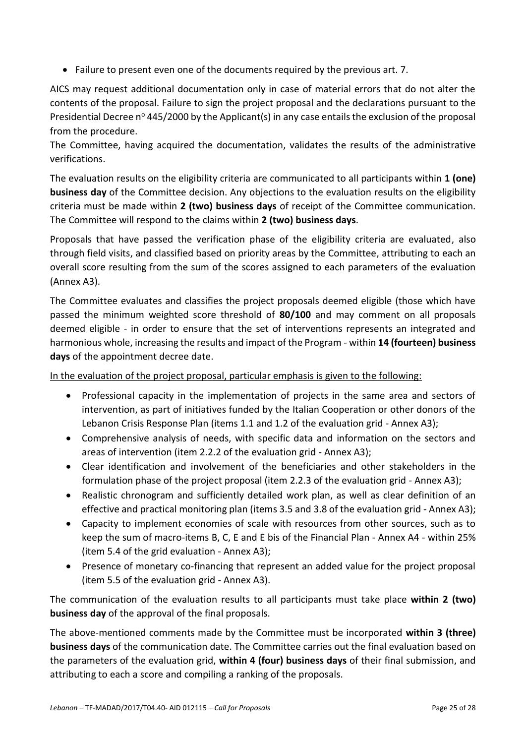- Failure to present even one of the documents required by the previous art. 7.

AICS may request additional documentation only in case of material errors that do not alter the contents of the proposal. Failure to sign the project proposal and the declarations pursuant to the Presidential Decree n° 445/2000 by the Applicant(s) in any case entails the exclusion of the proposal from the procedure.

The Committee, having acquired the documentation, validates the results of the administrative verifications.

The evaluation results on the eligibility criteria are communicated to all participants within **1 (one) business day** of the Committee decision. Any objections to the evaluation results on the eligibility criteria must be made within **2 (two) business days** of receipt of the Committee communication. The Committee will respond to the claims within **2 (two) business days**.

Proposals that have passed the verification phase of the eligibility criteria are evaluated, also through field visits, and classified based on priority areas by the Committee, attributing to each an overall score resulting from the sum of the scores assigned to each parameters of the evaluation (Annex A3).

The Committee evaluates and classifies the project proposals deemed eligible (those which have passed the minimum weighted score threshold of **80/100** and may comment on all proposals deemed eligible - in order to ensure that the set of interventions represents an integrated and harmonious whole, increasing the results and impact of the Program - within **14 (fourteen) business days** of the appointment decree date.

In the evaluation of the project proposal, particular emphasis is given to the following:

- Professional capacity in the implementation of projects in the same area and sectors of intervention, as part of initiatives funded by the Italian Cooperation or other donors of the Lebanon Crisis Response Plan (items 1.1 and 1.2 of the evaluation grid - Annex A3);
- Comprehensive analysis of needs, with specific data and information on the sectors and areas of intervention (item 2.2.2 of the evaluation grid - Annex A3);
- Clear identification and involvement of the beneficiaries and other stakeholders in the formulation phase of the project proposal (item 2.2.3 of the evaluation grid - Annex A3);
- Realistic chronogram and sufficiently detailed work plan, as well as clear definition of an effective and practical monitoring plan (items 3.5 and 3.8 of the evaluation grid - Annex A3);
- Capacity to implement economies of scale with resources from other sources, such as to keep the sum of macro-items B, C, E and E bis of the Financial Plan - Annex A4 - within 25% (item 5.4 of the grid evaluation - Annex A3);
- Presence of monetary co-financing that represent an added value for the project proposal (item 5.5 of the evaluation grid - Annex A3).

The communication of the evaluation results to all participants must take place **within 2 (two) business day** of the approval of the final proposals.

The above-mentioned comments made by the Committee must be incorporated **within 3 (three) business days** of the communication date. The Committee carries out the final evaluation based on the parameters of the evaluation grid, **within 4 (four) business days** of their final submission, and attributing to each a score and compiling a ranking of the proposals.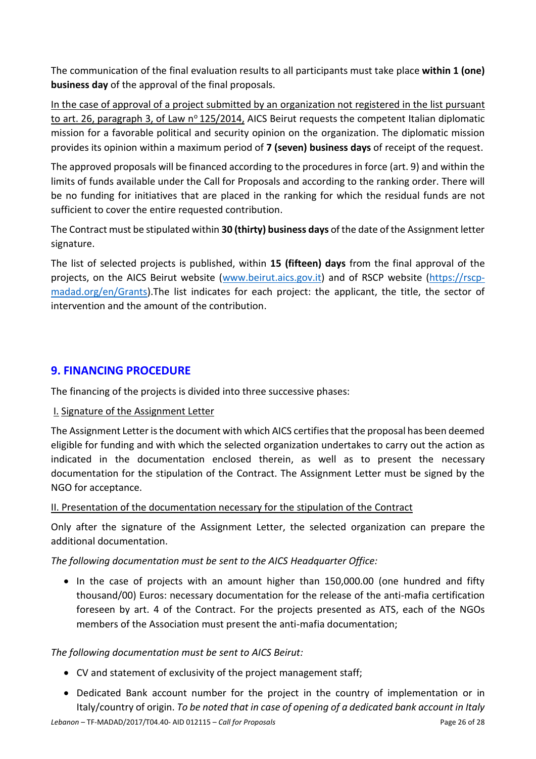The communication of the final evaluation results to all participants must take place **within 1 (one) business day** of the approval of the final proposals.

In the case of approval of a project submitted by an organization not registered in the list pursuant to art. 26, paragraph 3, of Law n° 125/2014, AICS Beirut requests the competent Italian diplomatic mission for a favorable political and security opinion on the organization. The diplomatic mission provides its opinion within a maximum period of **7 (seven) business days** of receipt of the request.

The approved proposals will be financed according to the procedures in force (art. 9) and within the limits of funds available under the Call for Proposals and according to the ranking order. There will be no funding for initiatives that are placed in the ranking for which the residual funds are not sufficient to cover the entire requested contribution.

The Contract must be stipulated within **30 (thirty) business days** of the date of the Assignment letter signature.

The list of selected projects is published, within **15 (fifteen) days** from the final approval of the projects, on the AICS Beirut website (www.beirut.aics.gov.it) and of RSCP website (https://rscp-madad.org/en/Grants).The list indicates for each project: the applicant, the title, the sector of intervention and the amount of the contribution.

## 9. FINANCING PROCEDURE

The financing of the projects is divided into three successive phases:

I. Signature of the Assignment Letter

The Assignment Letter is the document with which AICS certifies that the proposal has been deemed eligible for funding and with which the selected organization undertakes to carry out the action as indicated in the documentation enclosed therein, as well as to present the necessary documentation for the stipulation of the Contract. The Assignment Letter must be signed by the NGO for acceptance.

II. Presentation of the documentation necessary for the stipulation of the Contract

Only after the signature of the Assignment Letter, the selected organization can prepare the additional documentation.

*The following documentation must be sent to the AICS Headquarter Office:*

- In the case of projects with an amount higher than 150,000.00 (one hundred and fifty thousand/00) Euros: necessary documentation for the release of the anti-mafia certification foreseen by art. 4 of the Contract. For the projects presented as ATS, each of the NGOs members of the Association must present the anti-mafia documentation;

*The following documentation must be sent to AICS Beirut:*

- CV and statement of exclusivity of the project management staff;
- Dedicated Bank account number for the project in the country of implementation or in Italy/country of origin. *To be noted that in case of opening of a dedicated bank account in Italy*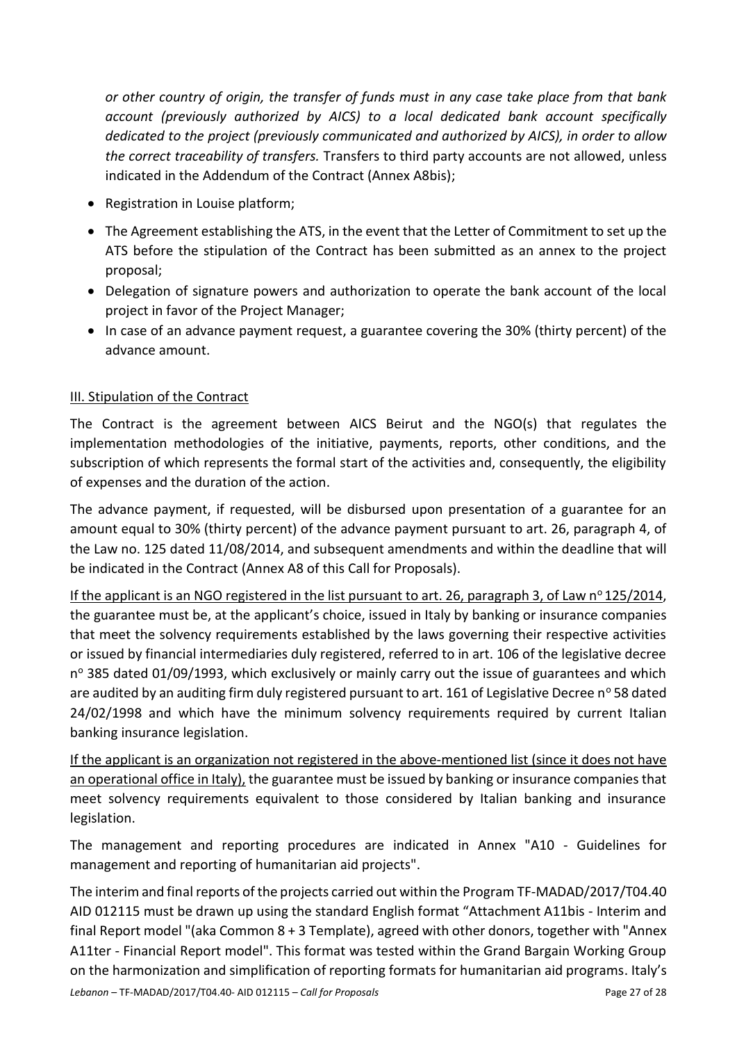*or other country of origin, the transfer of funds must in any case take place from that bank account (previously authorized by AICS) to a local dedicated bank account specifically dedicated to the project (previously communicated and authorized by AICS), in order to allow the correct traceability of transfers.* Transfers to third party accounts are not allowed, unless indicated in the Addendum of the Contract (Annex A8bis);

- Registration in Louise platform;
- The Agreement establishing the ATS, in the event that the Letter of Commitment to set up the ATS before the stipulation of the Contract has been submitted as an annex to the project proposal;
- Delegation of signature powers and authorization to operate the bank account of the local project in favor of the Project Manager;
- In case of an advance payment request, a guarantee covering the 30% (thirty percent) of the advance amount.

III. Stipulation of the Contract

The Contract is the agreement between AICS Beirut and the NGO(s) that regulates the implementation methodologies of the initiative, payments, reports, other conditions, and the subscription of which represents the formal start of the activities and, consequently, the eligibility of expenses and the duration of the action.

The advance payment, if requested, will be disbursed upon presentation of a guarantee for an amount equal to 30% (thirty percent) of the advance payment pursuant to art. 26, paragraph 4, of the Law no. 125 dated 11/08/2014, and subsequent amendments and within the deadline that will be indicated in the Contract (Annex A8 of this Call for Proposals).

If the applicant is an NGO registered in the list pursuant to art. 26, paragraph 3, of Law nº 125/2014, the guarantee must be, at the applicant's choice, issued in Italy by banking or insurance companies that meet the solvency requirements established by the laws governing their respective activities or issued by financial intermediaries duly registered, referred to in art. 106 of the legislative decree nº 385 dated 01/09/1993, which exclusively or mainly carry out the issue of guarantees and which are audited by an auditing firm duly registered pursuant to art. 161 of Legislative Decree nº 58 dated 24/02/1998 and which have the minimum solvency requirements required by current Italian banking insurance legislation.

If the applicant is an organization not registered in the above-mentioned list (since it does not have an operational office in Italy), the guarantee must be issued by banking or insurance companies that meet solvency requirements equivalent to those considered by Italian banking and insurance legislation.

The management and reporting procedures are indicated in Annex "A10 - Guidelines for management and reporting of humanitarian aid projects".

The interim and final reports of the projects carried out within the Program TF-MADAD/2017/T04.40 AID 012115 must be drawn up using the standard English format "Attachment A11bis - Interim and final Report model "(aka Common 8 + 3 Template), agreed with other donors, together with "Annex A11ter - Financial Report model". This format was tested within the Grand Bargain Working Group on the harmonization and simplification of reporting formats for humanitarian aid programs. Italy's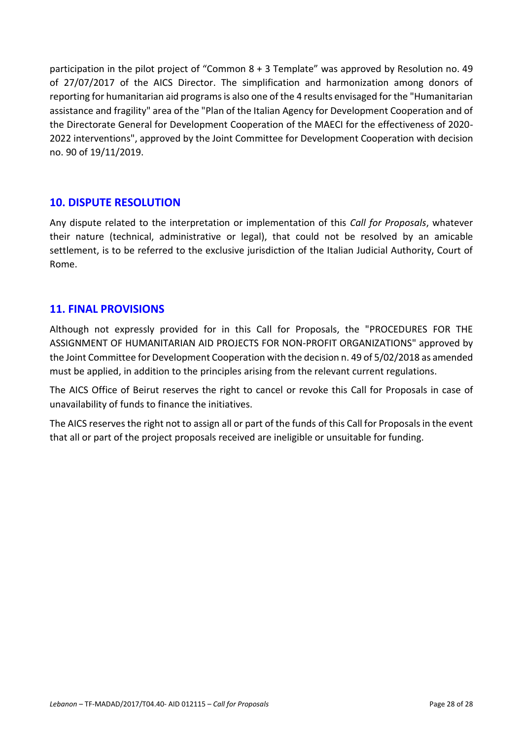participation in the pilot project of "Common 8 + 3 Template" was approved by Resolution no. 49 of 27/07/2017 of the AICS Director. The simplification and harmonization among donors of reporting for humanitarian aid programs is also one of the 4 results envisaged for the "Humanitarian assistance and fragility" area of the "Plan of the Italian Agency for Development Cooperation and of the Directorate General for Development Cooperation of the MAECI for the effectiveness of 2020-2022 interventions", approved by the Joint Committee for Development Cooperation with decision no. 90 of 19/11/2019.

## 10. DISPUTE RESOLUTION

Any dispute related to the interpretation or implementation of this *Call for Proposals*, whatever their nature (technical, administrative or legal), that could not be resolved by an amicable settlement, is to be referred to the exclusive jurisdiction of the Italian Judicial Authority, Court of Rome.

## 11. FINAL PROVISIONS

Although not expressly provided for in this Call for Proposals, the "PROCEDURES FOR THE ASSIGNMENT OF HUMANITARIAN AID PROJECTS FOR NON-PROFIT ORGANIZATIONS" approved by the Joint Committee for Development Cooperation with the decision n. 49 of 5/02/2018 as amended must be applied, in addition to the principles arising from the relevant current regulations.

The AICS Office of Beirut reserves the right to cancel or revoke this Call for Proposals in case of unavailability of funds to finance the initiatives.

The AICS reserves the right not to assign all or part of the funds of this Call for Proposals in the event that all or part of the project proposals received are ineligible or unsuitable for funding.